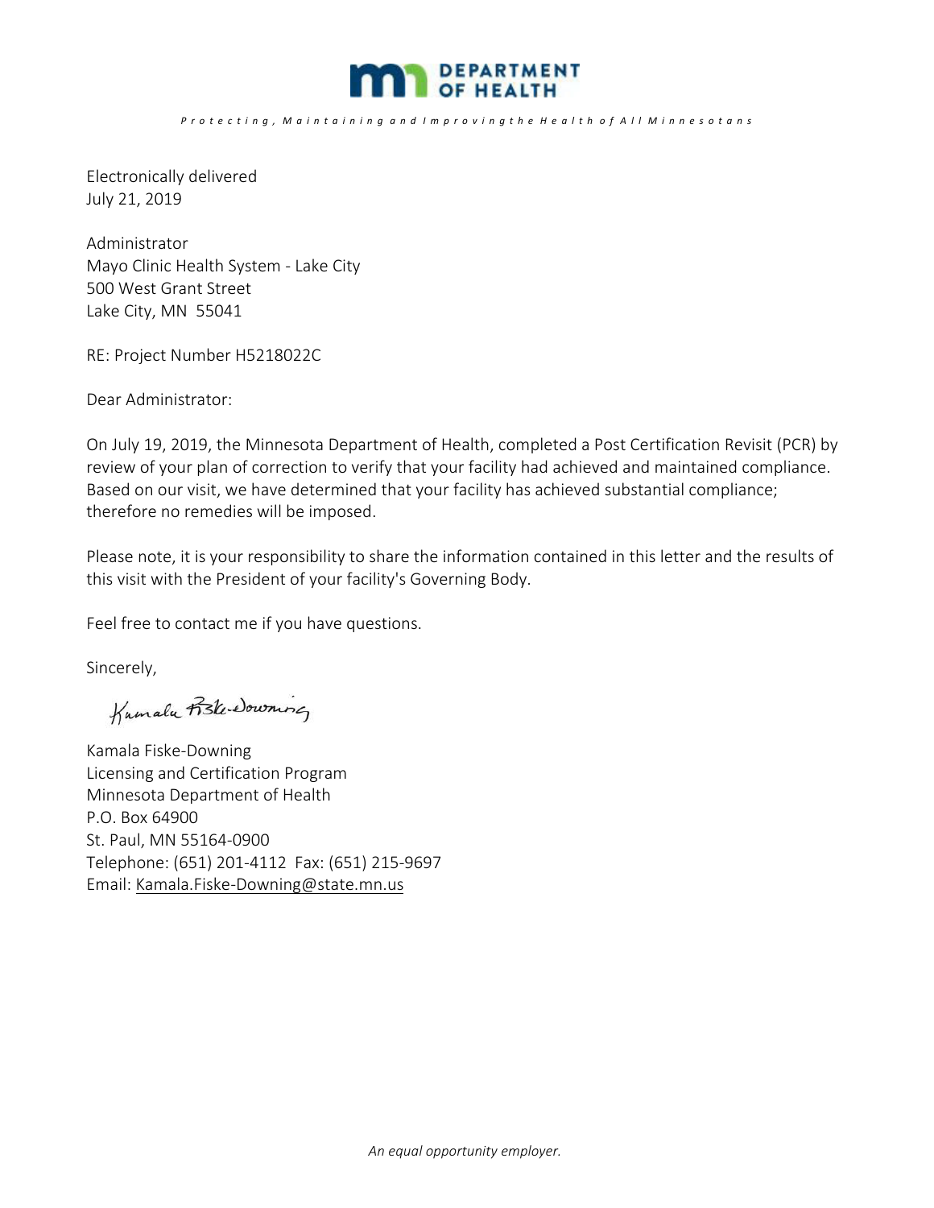DEPARTMENT OF HEALTH

*Protecting, Maintaining and Improving the Health of All Minnesotans*

Electronically delivered
July 21, 2019

Administrator
Mayo Clinic Health System - Lake City
500 West Grant Street
Lake City, MN 55041

RE: Project Number H5218022C

Dear Administrator:

On July 19, 2019, the Minnesota Department of Health, completed a Post Certification Revisit (PCR) by review of your plan of correction to verify that your facility had achieved and maintained compliance. Based on our visit, we have determined that your facility has achieved substantial compliance; therefore no remedies will be imposed.

Please note, it is your responsibility to share the information contained in this letter and the results of this visit with the President of your facility's Governing Body.

Feel free to contact me if you have questions.

Sincerely,

Kamala Fiske-Downing
Licensing and Certification Program
Minnesota Department of Health
P.O. Box 64900
St. Paul, MN 55164-0900
Telephone: (651) 201-4112 Fax: (651) 215-9697
Email: Kamala.Fiske-Downing@state.mn.us

*An equal opportunity employer.*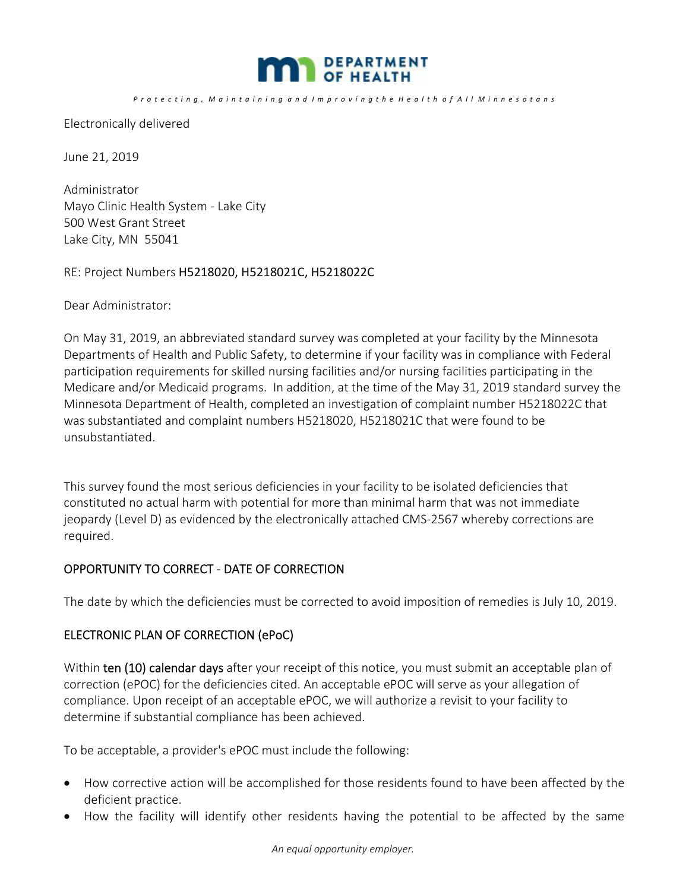**DEPARTMENT OF HEALTH**

*Protecting, Maintaining and Improving the Health of All Minnesotans*

Electronically delivered

June 21, 2019

Administrator
Mayo Clinic Health System - Lake City
500 West Grant Street
Lake City, MN 55041

RE: Project Numbers H5218020, H5218021C, H5218022C

Dear Administrator:

On May 31, 2019, an abbreviated standard survey was completed at your facility by the Minnesota Departments of Health and Public Safety, to determine if your facility was in compliance with Federal participation requirements for skilled nursing facilities and/or nursing facilities participating in the Medicare and/or Medicaid programs. In addition, at the time of the May 31, 2019 standard survey the Minnesota Department of Health, completed an investigation of complaint number H5218022C that was substantiated and complaint numbers H5218020, H5218021C that were found to be unsubstantiated.

This survey found the most serious deficiencies in your facility to be isolated deficiencies that constituted no actual harm with potential for more than minimal harm that was not immediate jeopardy (Level D) as evidenced by the electronically attached CMS-2567 whereby corrections are required.

## OPPORTUNITY TO CORRECT - DATE OF CORRECTION

The date by which the deficiencies must be corrected to avoid imposition of remedies is July 10, 2019.

## ELECTRONIC PLAN OF CORRECTION (ePoC)

Within **ten (10) calendar days** after your receipt of this notice, you must submit an acceptable plan of correction (ePOC) for the deficiencies cited. An acceptable ePOC will serve as your allegation of compliance. Upon receipt of an acceptable ePOC, we will authorize a revisit to your facility to determine if substantial compliance has been achieved.

To be acceptable, a provider's ePOC must include the following:

- How corrective action will be accomplished for those residents found to have been affected by the deficient practice.
- How the facility will identify other residents having the potential to be affected by the same

*An equal opportunity employer.*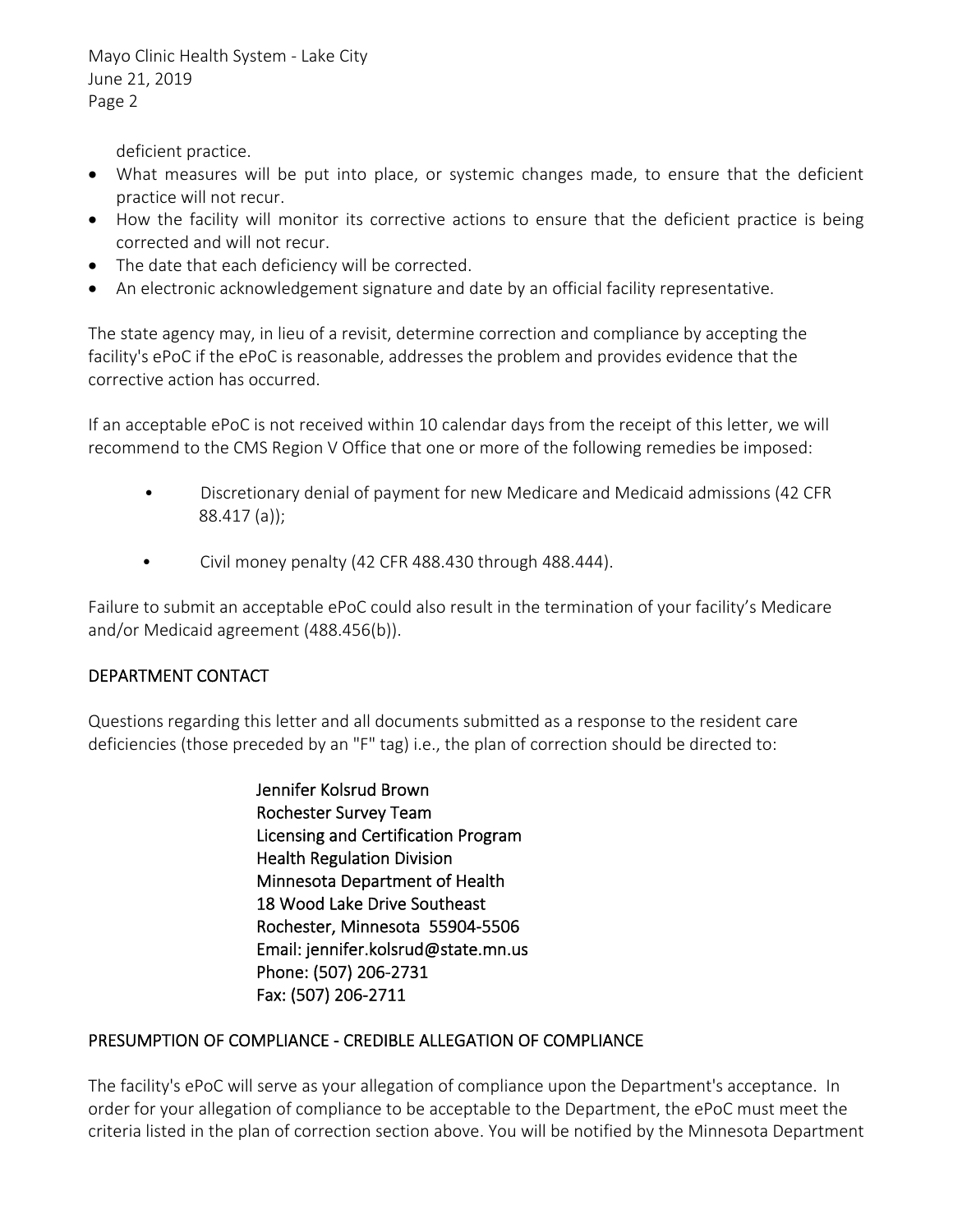deficient practice.

- What measures will be put into place, or systemic changes made, to ensure that the deficient practice will not recur.
- How the facility will monitor its corrective actions to ensure that the deficient practice is being corrected and will not recur.
- The date that each deficiency will be corrected.
- An electronic acknowledgement signature and date by an official facility representative.

The state agency may, in lieu of a revisit, determine correction and compliance by accepting the facility's ePoC if the ePoC is reasonable, addresses the problem and provides evidence that the corrective action has occurred.

If an acceptable ePoC is not received within 10 calendar days from the receipt of this letter, we will recommend to the CMS Region V Office that one or more of the following remedies be imposed:

- Discretionary denial of payment for new Medicare and Medicaid admissions (42 CFR 88.417 (a));
- Civil money penalty (42 CFR 488.430 through 488.444).

Failure to submit an acceptable ePoC could also result in the termination of your facility's Medicare and/or Medicaid agreement (488.456(b)).

## DEPARTMENT CONTACT

Questions regarding this letter and all documents submitted as a response to the resident care deficiencies (those preceded by an "F" tag) i.e., the plan of correction should be directed to:

Jennifer Kolsrud Brown
Rochester Survey Team
Licensing and Certification Program
Health Regulation Division
Minnesota Department of Health
18 Wood Lake Drive Southeast
Rochester, Minnesota 55904-5506
Email: jennifer.kolsrud@state.mn.us
Phone: (507) 206-2731
Fax: (507) 206-2711

## PRESUMPTION OF COMPLIANCE - CREDIBLE ALLEGATION OF COMPLIANCE

The facility's ePoC will serve as your allegation of compliance upon the Department's acceptance. In order for your allegation of compliance to be acceptable to the Department, the ePoC must meet the criteria listed in the plan of correction section above. You will be notified by the Minnesota Department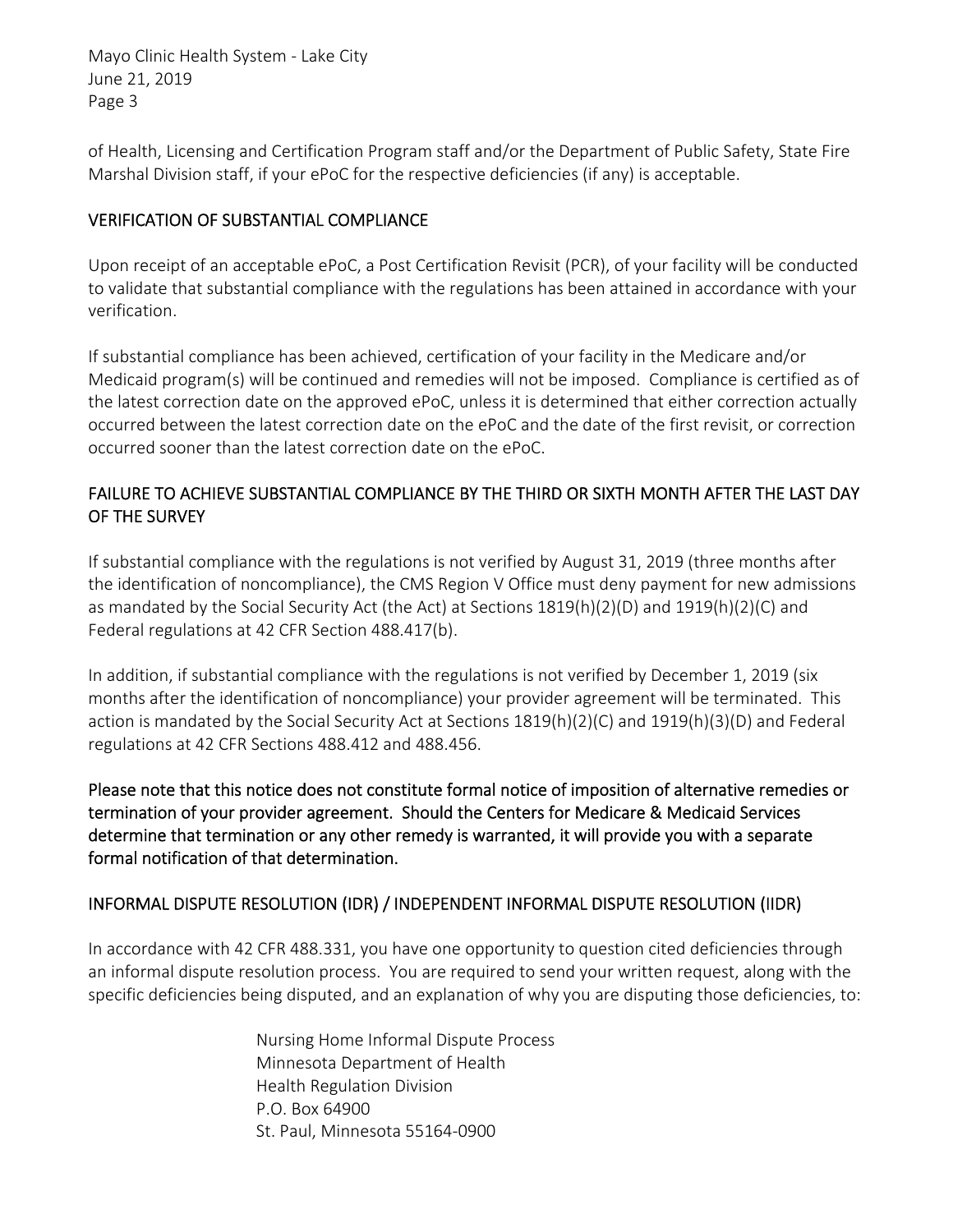of Health, Licensing and Certification Program staff and/or the Department of Public Safety, State Fire Marshal Division staff, if your ePoC for the respective deficiencies (if any) is acceptable.

## VERIFICATION OF SUBSTANTIAL COMPLIANCE

Upon receipt of an acceptable ePoC, a Post Certification Revisit (PCR), of your facility will be conducted to validate that substantial compliance with the regulations has been attained in accordance with your verification.

If substantial compliance has been achieved, certification of your facility in the Medicare and/or Medicaid program(s) will be continued and remedies will not be imposed. Compliance is certified as of the latest correction date on the approved ePoC, unless it is determined that either correction actually occurred between the latest correction date on the ePoC and the date of the first revisit, or correction occurred sooner than the latest correction date on the ePoC.

## FAILURE TO ACHIEVE SUBSTANTIAL COMPLIANCE BY THE THIRD OR SIXTH MONTH AFTER THE LAST DAY OF THE SURVEY

If substantial compliance with the regulations is not verified by August 31, 2019 (three months after the identification of noncompliance), the CMS Region V Office must deny payment for new admissions as mandated by the Social Security Act (the Act) at Sections 1819(h)(2)(D) and 1919(h)(2)(C) and Federal regulations at 42 CFR Section 488.417(b).

In addition, if substantial compliance with the regulations is not verified by December 1, 2019 (six months after the identification of noncompliance) your provider agreement will be terminated. This action is mandated by the Social Security Act at Sections 1819(h)(2)(C) and 1919(h)(3)(D) and Federal regulations at 42 CFR Sections 488.412 and 488.456.

**Please note that this notice does not constitute formal notice of imposition of alternative remedies or termination of your provider agreement. Should the Centers for Medicare & Medicaid Services determine that termination or any other remedy is warranted, it will provide you with a separate formal notification of that determination.**

## INFORMAL DISPUTE RESOLUTION (IDR) / INDEPENDENT INFORMAL DISPUTE RESOLUTION (IIDR)

In accordance with 42 CFR 488.331, you have one opportunity to question cited deficiencies through an informal dispute resolution process. You are required to send your written request, along with the specific deficiencies being disputed, and an explanation of why you are disputing those deficiencies, to:

Nursing Home Informal Dispute Process
Minnesota Department of Health
Health Regulation Division
P.O. Box 64900
St. Paul, Minnesota 55164-0900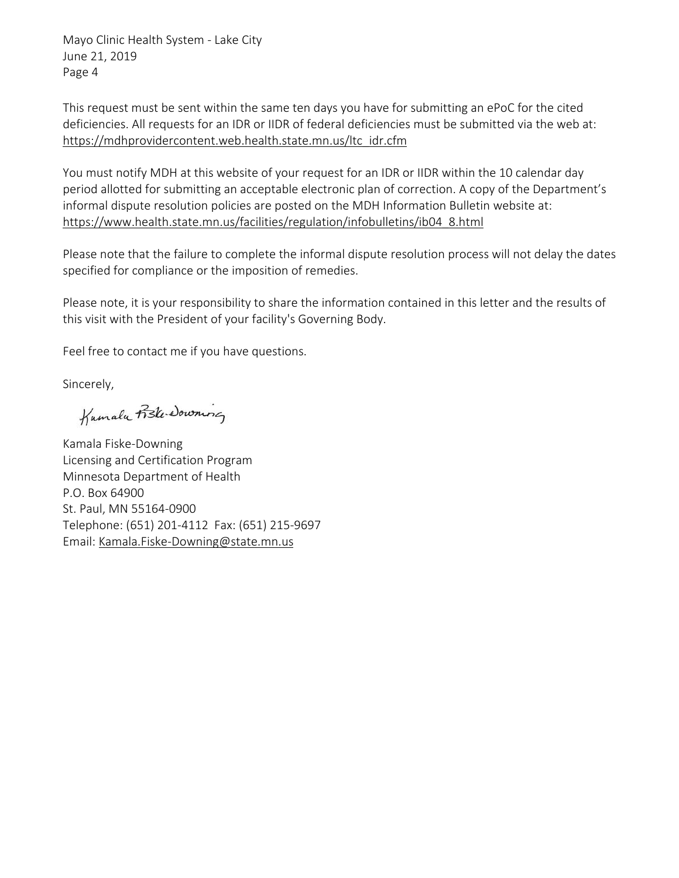This request must be sent within the same ten days you have for submitting an ePoC for the cited deficiencies. All requests for an IDR or IIDR of federal deficiencies must be submitted via the web at: https://mdhprovidercontent.web.health.state.mn.us/ltc_idr.cfm

You must notify MDH at this website of your request for an IDR or IIDR within the 10 calendar day period allotted for submitting an acceptable electronic plan of correction. A copy of the Department's informal dispute resolution policies are posted on the MDH Information Bulletin website at: https://www.health.state.mn.us/facilities/regulation/infobulletins/ib04_8.html

Please note that the failure to complete the informal dispute resolution process will not delay the dates specified for compliance or the imposition of remedies.

Please note, it is your responsibility to share the information contained in this letter and the results of this visit with the President of your facility's Governing Body.

Feel free to contact me if you have questions.

Sincerely,

Kamala Fiske-Downing
Licensing and Certification Program
Minnesota Department of Health
P.O. Box 64900
St. Paul, MN 55164-0900
Telephone: (651) 201-4112 Fax: (651) 215-9697
Email: Kamala.Fiske-Downing@state.mn.us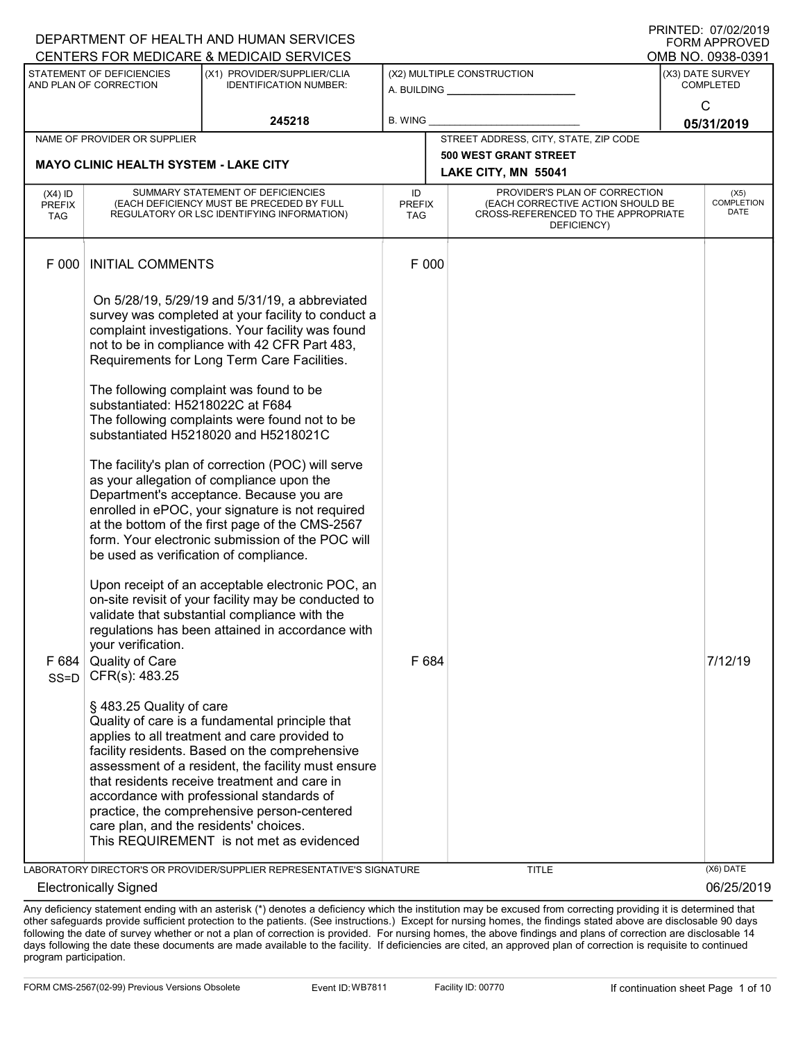DEPARTMENT OF HEALTH AND HUMAN SERVICES
CENTERS FOR MEDICARE & MEDICAID SERVICES

PRINTED: 07/02/2019
FORM APPROVED
OMB NO. 0938-0391

| STATEMENT OF DEFICIENCIES AND PLAN OF CORRECTION | (X1) PROVIDER/SUPPLIER/CLIA IDENTIFICATION NUMBER: | (X2) MULTIPLE CONSTRUCTION | (X3) DATE SURVEY COMPLETED |
|---|---|---|---|
| | 245218 | A. BUILDING ______ B. WING ______ | C 05/31/2019 |

| NAME OF PROVIDER OR SUPPLIER | STREET ADDRESS, CITY, STATE, ZIP CODE |
|---|---|
| MAYO CLINIC HEALTH SYSTEM - LAKE CITY | 500 WEST GRANT STREET LAKE CITY, MN 55041 |

| (X4) ID PREFIX TAG | SUMMARY STATEMENT OF DEFICIENCIES (EACH DEFICIENCY MUST BE PRECEDED BY FULL REGULATORY OR LSC IDENTIFYING INFORMATION) | ID PREFIX TAG | PROVIDER'S PLAN OF CORRECTION (EACH CORRECTIVE ACTION SHOULD BE CROSS-REFERENCED TO THE APPROPRIATE DEFICIENCY) | (X5) COMPLETION DATE |
|---|---|---|---|---|
| F 000 | INITIAL COMMENTS<br><br>On 5/28/19, 5/29/19 and 5/31/19, a abbreviated survey was completed at your facility to conduct a complaint investigations. Your facility was found not to be in compliance with 42 CFR Part 483, Requirements for Long Term Care Facilities.<br><br>The following complaint was found to be substantiated: H5218022C at F684<br>The following complaints were found not to be substantiated H5218020 and H5218021C<br><br>The facility's plan of correction (POC) will serve as your allegation of compliance upon the Department's acceptance. Because you are enrolled in ePOC, your signature is not required at the bottom of the first page of the CMS-2567 form. Your electronic submission of the POC will be used as verification of compliance.<br><br>Upon receipt of an acceptable electronic POC, an on-site revisit of your facility may be conducted to validate that substantial compliance with the regulations has been attained in accordance with your verification. | F 000 | | |
| F 684 SS=D | Quality of Care<br>CFR(s): 483.25<br><br>§ 483.25 Quality of care<br>Quality of care is a fundamental principle that applies to all treatment and care provided to facility residents. Based on the comprehensive assessment of a resident, the facility must ensure that residents receive treatment and care in accordance with professional standards of practice, the comprehensive person-centered care plan, and the residents' choices.<br>This REQUIREMENT is not met as evidenced | F 684 | | 7/12/19 |

LABORATORY DIRECTOR'S OR PROVIDER/SUPPLIER REPRESENTATIVE'S SIGNATURE: Electronically Signed
TITLE:
(X6) DATE: 06/25/2019

Any deficiency statement ending with an asterisk (*) denotes a deficiency which the institution may be excused from correcting providing it is determined that other safeguards provide sufficient protection to the patients. (See instructions.) Except for nursing homes, the findings stated above are disclosable 90 days following the date of survey whether or not a plan of correction is provided. For nursing homes, the above findings and plans of correction are disclosable 14 days following the date these documents are made available to the facility. If deficiencies are cited, an approved plan of correction is requisite to continued program participation.

FORM CMS-2567(02-99) Previous Versions Obsolete Event ID: WB7811 Facility ID: 00770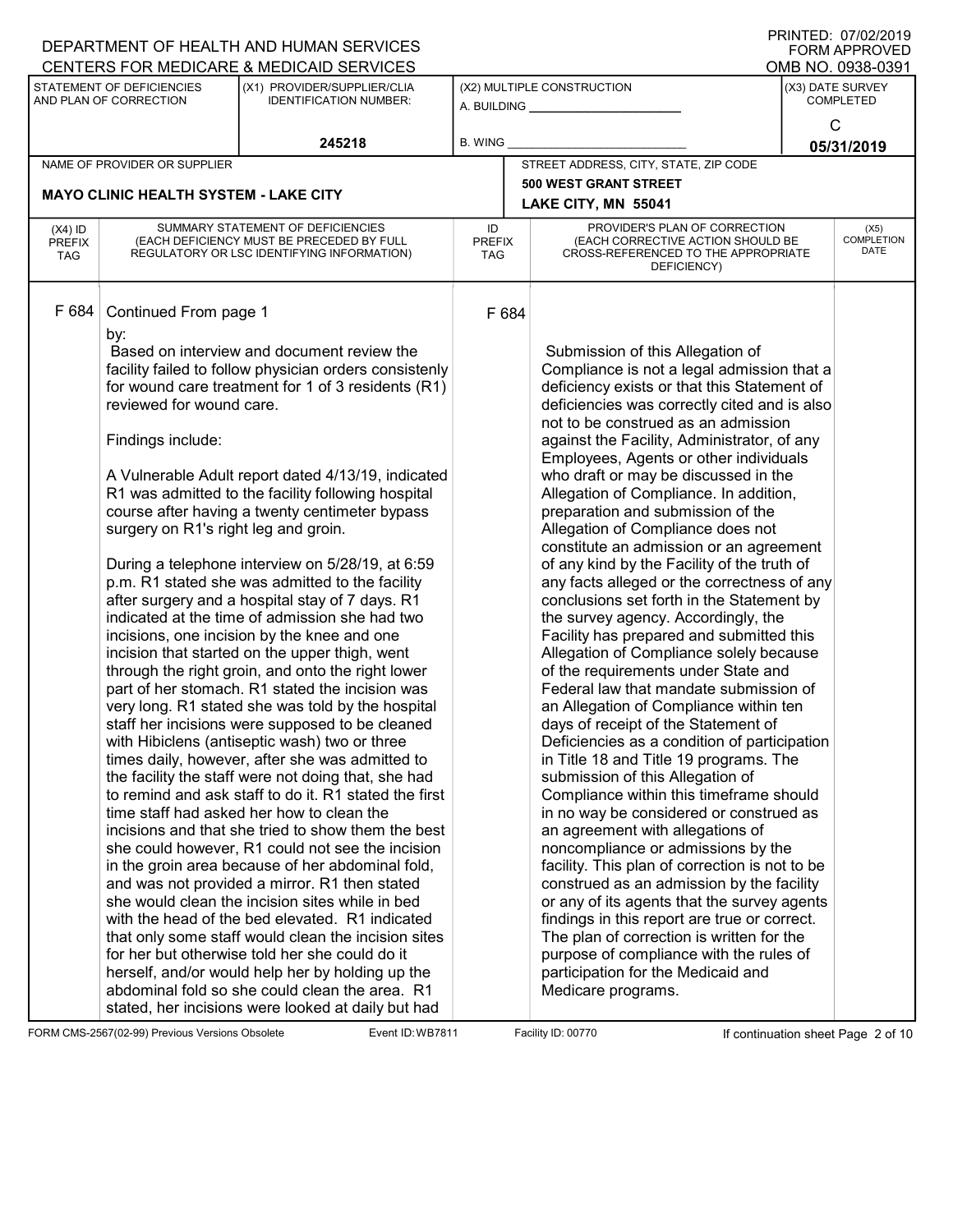DEPARTMENT OF HEALTH AND HUMAN SERVICES
CENTERS FOR MEDICARE & MEDICAID SERVICES

PRINTED: 07/02/2019
FORM APPROVED
OMB NO. 0938-0391

| STATEMENT OF DEFICIENCIES AND PLAN OF CORRECTION | (X1) PROVIDER/SUPPLIER/CLIA IDENTIFICATION NUMBER: | (X2) MULTIPLE CONSTRUCTION | (X3) DATE SURVEY COMPLETED |
|---|---|---|---|
| | 245218 | A. BUILDING ______ B. WING ______ | C 05/31/2019 |

| NAME OF PROVIDER OR SUPPLIER | STREET ADDRESS, CITY, STATE, ZIP CODE |
|---|---|
| MAYO CLINIC HEALTH SYSTEM - LAKE CITY | 500 WEST GRANT STREET LAKE CITY, MN 55041 |

| (X4) ID PREFIX TAG | SUMMARY STATEMENT OF DEFICIENCIES (EACH DEFICIENCY MUST BE PRECEDED BY FULL REGULATORY OR LSC IDENTIFYING INFORMATION) | ID PREFIX TAG | PROVIDER'S PLAN OF CORRECTION (EACH CORRECTIVE ACTION SHOULD BE CROSS-REFERENCED TO THE APPROPRIATE DEFICIENCY) | (X5) COMPLETION DATE |
|---|---|---|---|---|
| F 684 | Continued From page 1<br>by:<br>Based on interview and document review the facility failed to follow physician orders consistently for wound care treatment for 1 of 3 residents (R1) reviewed for wound care.<br><br>Findings include:<br><br>A Vulnerable Adult report dated 4/13/19, indicated R1 was admitted to the facility following hospital course after having a twenty centimeter bypass surgery on R1's right leg and groin.<br><br>During a telephone interview on 5/28/19, at 6:59 p.m. R1 stated she was admitted to the facility after surgery and a hospital stay of 7 days. R1 indicated at the time of admission she had two incisions, one incision by the knee and one incision that started on the upper thigh, went through the right groin, and onto the right lower part of her stomach. R1 stated the incision was very long. R1 stated she was told by the hospital staff her incisions were supposed to be cleaned with Hibiclens (antiseptic wash) two or three times daily, however, after she was admitted to the facility the staff were not doing that, she had to remind and ask staff to do it. R1 stated the first time staff had asked her how to clean the incisions and that she tried to show them the best she could however, R1 could not see the incision in the groin area because of her abdominal fold, and was not provided a mirror. R1 then stated she would clean the incision sites while in bed with the head of the bed elevated. R1 indicated that only some staff would clean the incision sites for her but otherwise told her she could do it herself, and/or would help her by holding up the abdominal fold so she could clean the area. R1 stated, her incisions were looked at daily but had | F 684 | Submission of this Allegation of Compliance is not a legal admission that a deficiency exists or that this Statement of deficiencies was correctly cited and is also not to be construed as an admission against the Facility, Administrator, of any Employees, Agents or other individuals who draft or may be discussed in the Allegation of Compliance. In addition, preparation and submission of the Allegation of Compliance does not constitute an admission or an agreement of any kind by the Facility of the truth of any facts alleged or the correctness of any conclusions set forth in the Statement by the survey agency. Accordingly, the Facility has prepared and submitted this Allegation of Compliance solely because of the requirements under State and Federal law that mandate submission of an Allegation of Compliance within ten days of receipt of the Statement of Deficiencies as a condition of participation in Title 18 and Title 19 programs. The submission of this Allegation of Compliance within this timeframe should in no way be considered or construed as an agreement with allegations of noncompliance or admissions by the facility. This plan of correction is not to be construed as an admission by the facility or any of its agents that the survey agents findings in this report are true or correct. The plan of correction is written for the purpose of compliance with the rules of participation for the Medicaid and Medicare programs. | |

FORM CMS-2567(02-99) Previous Versions Obsolete Event ID: WB7811 Facility ID: 00770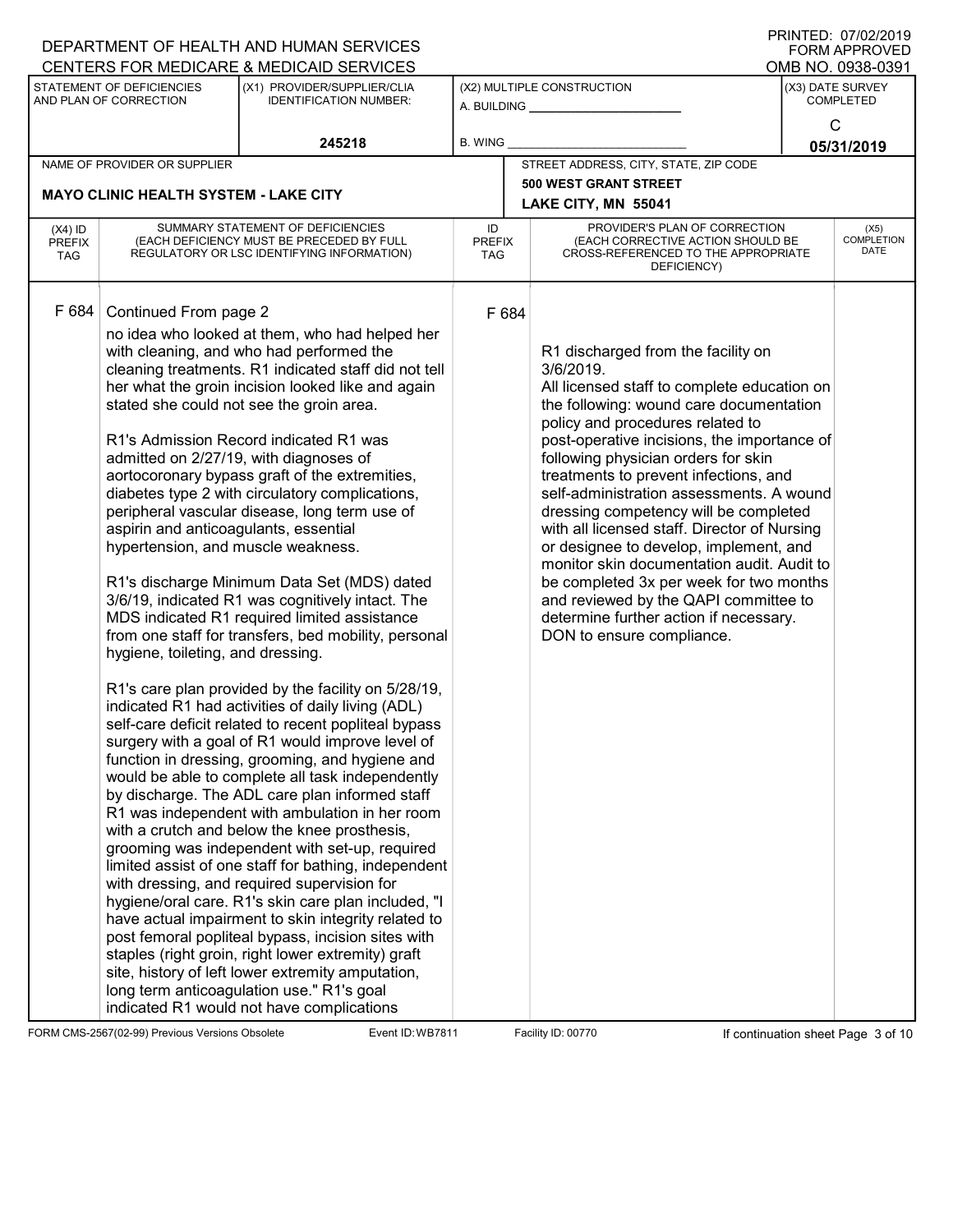DEPARTMENT OF HEALTH AND HUMAN SERVICES
CENTERS FOR MEDICARE & MEDICAID SERVICES

PRINTED: 07/02/2019
FORM APPROVED
OMB NO. 0938-0391

| STATEMENT OF DEFICIENCIES AND PLAN OF CORRECTION | (X1) PROVIDER/SUPPLIER/CLIA IDENTIFICATION NUMBER: | (X2) MULTIPLE CONSTRUCTION | (X3) DATE SURVEY COMPLETED |
| --- | --- | --- | --- |
| | 245218 | A. BUILDING ______ B. WING ______ | C 05/31/2019 |

| NAME OF PROVIDER OR SUPPLIER | STREET ADDRESS, CITY, STATE, ZIP CODE |
| --- | --- |
| MAYO CLINIC HEALTH SYSTEM - LAKE CITY | 500 WEST GRANT STREET LAKE CITY, MN 55041 |

| (X4) ID PREFIX TAG | SUMMARY STATEMENT OF DEFICIENCIES (EACH DEFICIENCY MUST BE PRECEDED BY FULL REGULATORY OR LSC IDENTIFYING INFORMATION) | ID PREFIX TAG | PROVIDER'S PLAN OF CORRECTION (EACH CORRECTIVE ACTION SHOULD BE CROSS-REFERENCED TO THE APPROPRIATE DEFICIENCY) | (X5) COMPLETION DATE |
| --- | --- | --- | --- | --- |
| F 684 | Continued From page 2<br>no idea who looked at them, who had helped her with cleaning, and who had performed the cleaning treatments. R1 indicated staff did not tell her what the groin incision looked like and again stated she could not see the groin area.<br><br>R1's Admission Record indicated R1 was admitted on 2/27/19, with diagnoses of aortocoronary bypass graft of the extremities, diabetes type 2 with circulatory complications, peripheral vascular disease, long term use of aspirin and anticoagulants, essential hypertension, and muscle weakness.<br><br>R1's discharge Minimum Data Set (MDS) dated 3/6/19, indicated R1 was cognitively intact. The MDS indicated R1 required limited assistance from one staff for transfers, bed mobility, personal hygiene, toileting, and dressing.<br><br>R1's care plan provided by the facility on 5/28/19, indicated R1 had activities of daily living (ADL) self-care deficit related to recent popliteal bypass surgery with a goal of R1 would improve level of function in dressing, grooming, and hygiene and would be able to complete all task independently by discharge. The ADL care plan informed staff R1 was independent with ambulation in her room with a crutch and below the knee prosthesis, grooming was independent with set-up, required limited assist of one staff for bathing, independent with dressing, and required supervision for hygiene/oral care. R1's skin care plan included, "I have actual impairment to skin integrity related to post femoral popliteal bypass, incision sites with staples (right groin, right lower extremity) graft site, history of left lower extremity amputation, long term anticoagulation use." R1's goal indicated R1 would not have complications | F 684 | R1 discharged from the facility on 3/6/2019.<br>All licensed staff to complete education on the following: wound care documentation policy and procedures related to post-operative incisions, the importance of following physician orders for skin treatments to prevent infections, and self-administration assessments. A wound dressing competency will be completed with all licensed staff. Director of Nursing or designee to develop, implement, and monitor skin documentation audit. Audit to be completed 3x per week for two months and reviewed by the QAPI committee to determine further action if necessary.<br>DON to ensure compliance. | |

FORM CMS-2567(02-99) Previous Versions Obsolete  Event ID: WB7811  Facility ID: 00770  If continuation sheet Page 3 of 10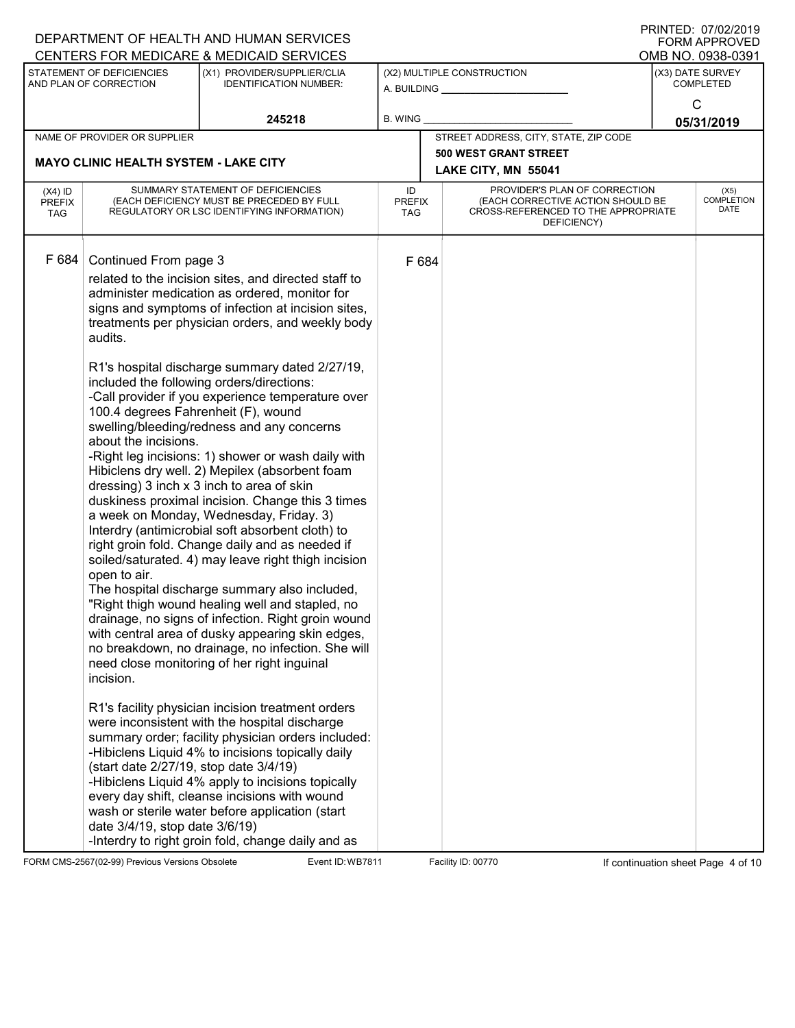DEPARTMENT OF HEALTH AND HUMAN SERVICES
CENTERS FOR MEDICARE & MEDICAID SERVICES

PRINTED: 07/02/2019
FORM APPROVED
OMB NO. 0938-0391

| STATEMENT OF DEFICIENCIES AND PLAN OF CORRECTION | (X1) PROVIDER/SUPPLIER/CLIA IDENTIFICATION NUMBER: | (X2) MULTIPLE CONSTRUCTION | (X3) DATE SURVEY COMPLETED |
|---|---|---|---|
| | 245218 | A. BUILDING ______ B. WING ______ | C 05/31/2019 |

NAME OF PROVIDER OR SUPPLIER: **MAYO CLINIC HEALTH SYSTEM - LAKE CITY**

STREET ADDRESS, CITY, STATE, ZIP CODE: **500 WEST GRANT STREET, LAKE CITY, MN 55041**

| (X4) ID PREFIX TAG | SUMMARY STATEMENT OF DEFICIENCIES (EACH DEFICIENCY MUST BE PRECEDED BY FULL REGULATORY OR LSC IDENTIFYING INFORMATION) | ID PREFIX TAG | PROVIDER'S PLAN OF CORRECTION (EACH CORRECTIVE ACTION SHOULD BE CROSS-REFERENCED TO THE APPROPRIATE DEFICIENCY) | (X5) COMPLETION DATE |
|---|---|---|---|---|
| F 684 | Continued From page 3 | F 684 | | |

related to the incision sites, and directed staff to administer medication as ordered, monitor for signs and symptoms of infection at incision sites, treatments per physician orders, and weekly body audits.

R1's hospital discharge summary dated 2/27/19, included the following orders/directions:
-Call provider if you experience temperature over 100.4 degrees Fahrenheit (F), wound swelling/bleeding/redness and any concerns about the incisions.
-Right leg incisions: 1) shower or wash daily with Hibiclens dry well. 2) Mepilex (absorbent foam dressing) 3 inch x 3 inch to area of skin duskiness proximal incision. Change this 3 times a week on Monday, Wednesday, Friday. 3) Interdry (antimicrobial soft absorbent cloth) to right groin fold. Change daily and as needed if soiled/saturated. 4) may leave right thigh incision open to air.
The hospital discharge summary also included, "Right thigh wound healing well and stapled, no drainage, no signs of infection. Right groin wound with central area of dusky appearing skin edges, no breakdown, no drainage, no infection. She will need close monitoring of her right inguinal incision.

R1's facility physician incision treatment orders were inconsistent with the hospital discharge summary order; facility physician orders included:
-Hibiclens Liquid 4% to incisions topically daily (start date 2/27/19, stop date 3/4/19)
-Hibiclens Liquid 4% apply to incisions topically every day shift, cleanse incisions with wound wash or sterile water before application (start date 3/4/19, stop date 3/6/19)
-Interdry to right groin fold, change daily and as

FORM CMS-2567(02-99) Previous Versions Obsolete Event ID: WB7811 Facility ID: 00770 If continuation sheet Page 4 of 10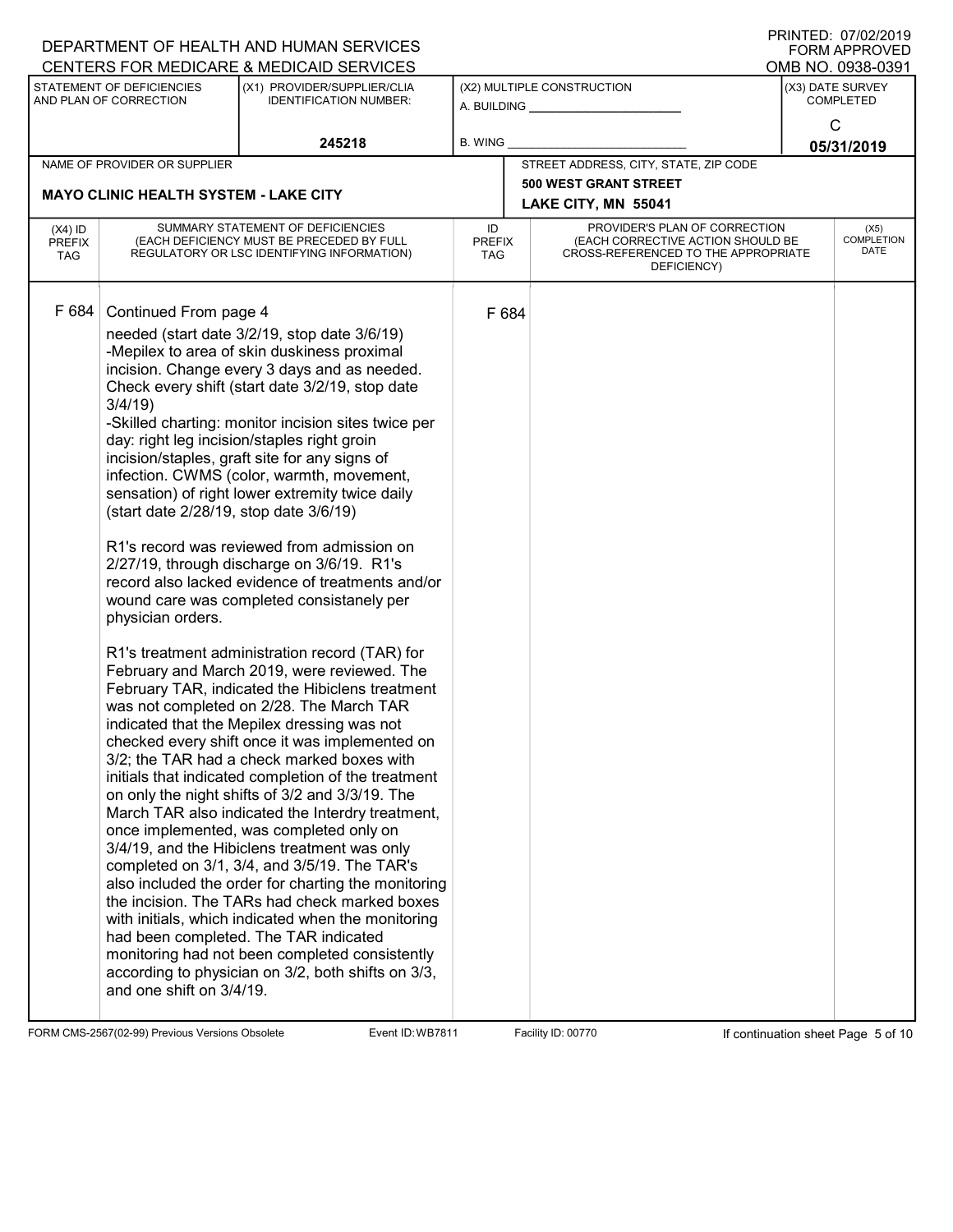DEPARTMENT OF HEALTH AND HUMAN SERVICES
CENTERS FOR MEDICARE & MEDICAID SERVICES

PRINTED: 07/02/2019
FORM APPROVED
OMB NO. 0938-0391

| STATEMENT OF DEFICIENCIES AND PLAN OF CORRECTION | (X1) PROVIDER/SUPPLIER/CLIA IDENTIFICATION NUMBER: | (X2) MULTIPLE CONSTRUCTION | (X3) DATE SURVEY COMPLETED |
|---|---|---|---|
| | 245218 | A. BUILDING ______ B. WING ______ | C 05/31/2019 |

| NAME OF PROVIDER OR SUPPLIER | STREET ADDRESS, CITY, STATE, ZIP CODE |
|---|---|
| MAYO CLINIC HEALTH SYSTEM - LAKE CITY | 500 WEST GRANT STREET LAKE CITY, MN 55041 |

| (X4) ID PREFIX TAG | SUMMARY STATEMENT OF DEFICIENCIES (EACH DEFICIENCY MUST BE PRECEDED BY FULL REGULATORY OR LSC IDENTIFYING INFORMATION) | ID PREFIX TAG | PROVIDER'S PLAN OF CORRECTION (EACH CORRECTIVE ACTION SHOULD BE CROSS-REFERENCED TO THE APPROPRIATE DEFICIENCY) | (X5) COMPLETION DATE |
|---|---|---|---|---|
| F 684 | Continued From page 4 | F 684 | | |

needed (start date 3/2/19, stop date 3/6/19)
-Mepilex to area of skin duskiness proximal incision. Change every 3 days and as needed. Check every shift (start date 3/2/19, stop date 3/4/19)
-Skilled charting: monitor incision sites twice per day: right leg incision/staples right groin incision/staples, graft site for any signs of infection. CWMS (color, warmth, movement, sensation) of right lower extremity twice daily (start date 2/28/19, stop date 3/6/19)

R1's record was reviewed from admission on 2/27/19, through discharge on 3/6/19. R1's record also lacked evidence of treatments and/or wound care was completed consistanely per physician orders.

R1's treatment administration record (TAR) for February and March 2019, were reviewed. The February TAR, indicated the Hibiclens treatment was not completed on 2/28. The March TAR indicated that the Mepilex dressing was not checked every shift once it was implemented on 3/2; the TAR had a check marked boxes with initials that indicated completion of the treatment on only the night shifts of 3/2 and 3/3/19. The March TAR also indicated the Interdry treatment, once implemented, was completed only on 3/4/19, and the Hibiclens treatment was only completed on 3/1, 3/4, and 3/5/19. The TAR's also included the order for charting the monitoring the incision. The TARs had check marked boxes with initials, which indicated when the monitoring had been completed. The TAR indicated monitoring had not been completed consistently according to physician on 3/2, both shifts on 3/3, and one shift on 3/4/19.

FORM CMS-2567(02-99) Previous Versions Obsolete Event ID: WB7811 Facility ID: 00770 If continuation sheet Page 5 of 10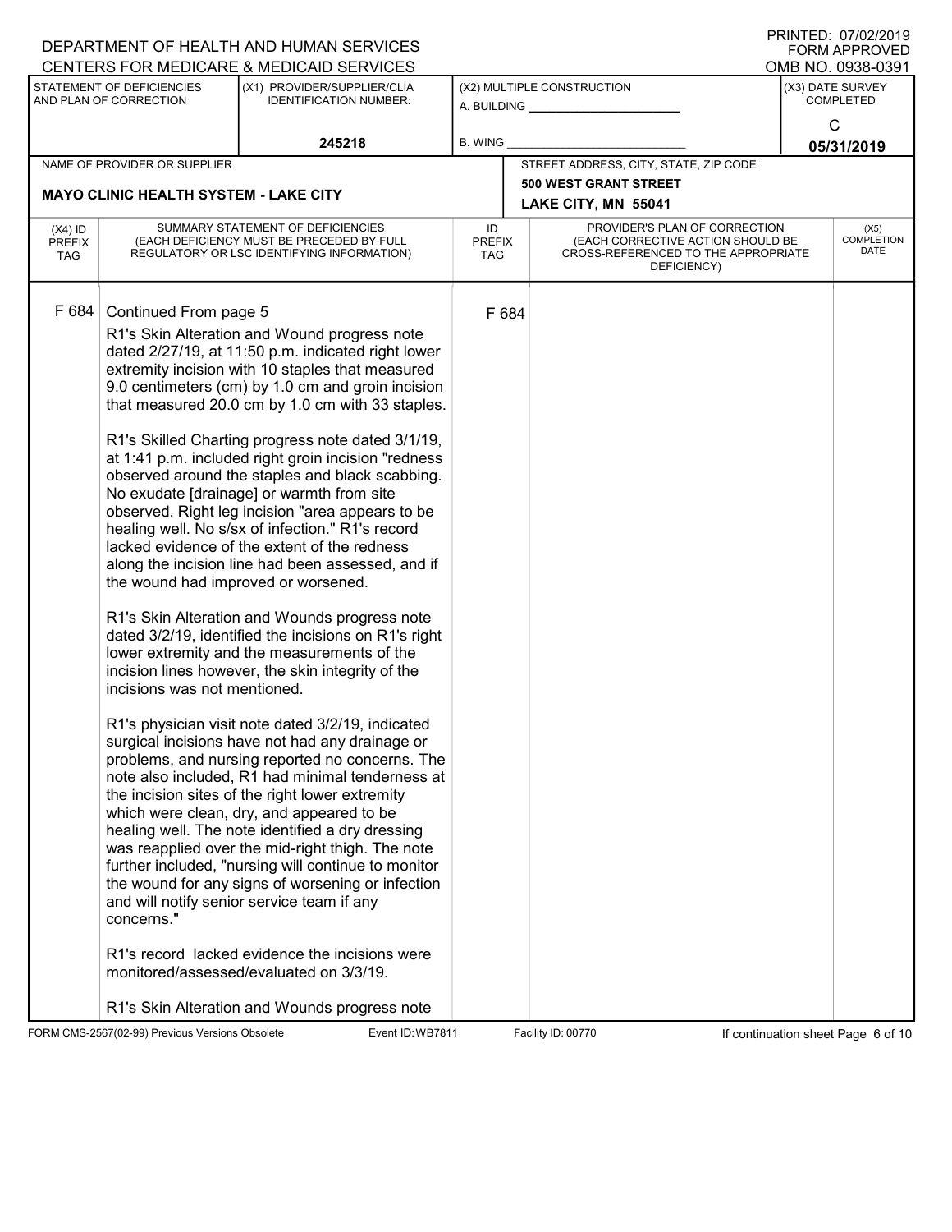DEPARTMENT OF HEALTH AND HUMAN SERVICES
CENTERS FOR MEDICARE & MEDICAID SERVICES

PRINTED: 07/02/2019
FORM APPROVED
OMB NO. 0938-0391

| STATEMENT OF DEFICIENCIES AND PLAN OF CORRECTION | (X1) PROVIDER/SUPPLIER/CLIA IDENTIFICATION NUMBER: | (X2) MULTIPLE CONSTRUCTION | (X3) DATE SURVEY COMPLETED |
|---|---|---|---|
| | 245218 | A. BUILDING ______ B. WING ______ | C 05/31/2019 |

| NAME OF PROVIDER OR SUPPLIER | STREET ADDRESS, CITY, STATE, ZIP CODE |
|---|---|
| MAYO CLINIC HEALTH SYSTEM - LAKE CITY | 500 WEST GRANT STREET LAKE CITY, MN 55041 |

| (X4) ID PREFIX TAG | SUMMARY STATEMENT OF DEFICIENCIES (EACH DEFICIENCY MUST BE PRECEDED BY FULL REGULATORY OR LSC IDENTIFYING INFORMATION) | ID PREFIX TAG | PROVIDER'S PLAN OF CORRECTION (EACH CORRECTIVE ACTION SHOULD BE CROSS-REFERENCED TO THE APPROPRIATE DEFICIENCY) | (X5) COMPLETION DATE |
|---|---|---|---|---|
| F 684 | Continued From page 5 | F 684 | | |

R1's Skin Alteration and Wound progress note dated 2/27/19, at 11:50 p.m. indicated right lower extremity incision with 10 staples that measured 9.0 centimeters (cm) by 1.0 cm and groin incision that measured 20.0 cm by 1.0 cm with 33 staples.

R1's Skilled Charting progress note dated 3/1/19, at 1:41 p.m. included right groin incision "redness observed around the staples and black scabbing. No exudate [drainage] or warmth from site observed. Right leg incision "area appears to be healing well. No s/sx of infection." R1's record lacked evidence of the extent of the redness along the incision line had been assessed, and if the wound had improved or worsened.

R1's Skin Alteration and Wounds progress note dated 3/2/19, identified the incisions on R1's right lower extremity and the measurements of the incision lines however, the skin integrity of the incisions was not mentioned.

R1's physician visit note dated 3/2/19, indicated surgical incisions have not had any drainage or problems, and nursing reported no concerns. The note also included, R1 had minimal tenderness at the incision sites of the right lower extremity which were clean, dry, and appeared to be healing well. The note identified a dry dressing was reapplied over the mid-right thigh. The note further included, "nursing will continue to monitor the wound for any signs of worsening or infection and will notify senior service team if any concerns."

R1's record lacked evidence the incisions were monitored/assessed/evaluated on 3/3/19.

R1's Skin Alteration and Wounds progress note

FORM CMS-2567(02-99) Previous Versions Obsolete Event ID: WB7811 Facility ID: 00770 If continuation sheet Page 6 of 10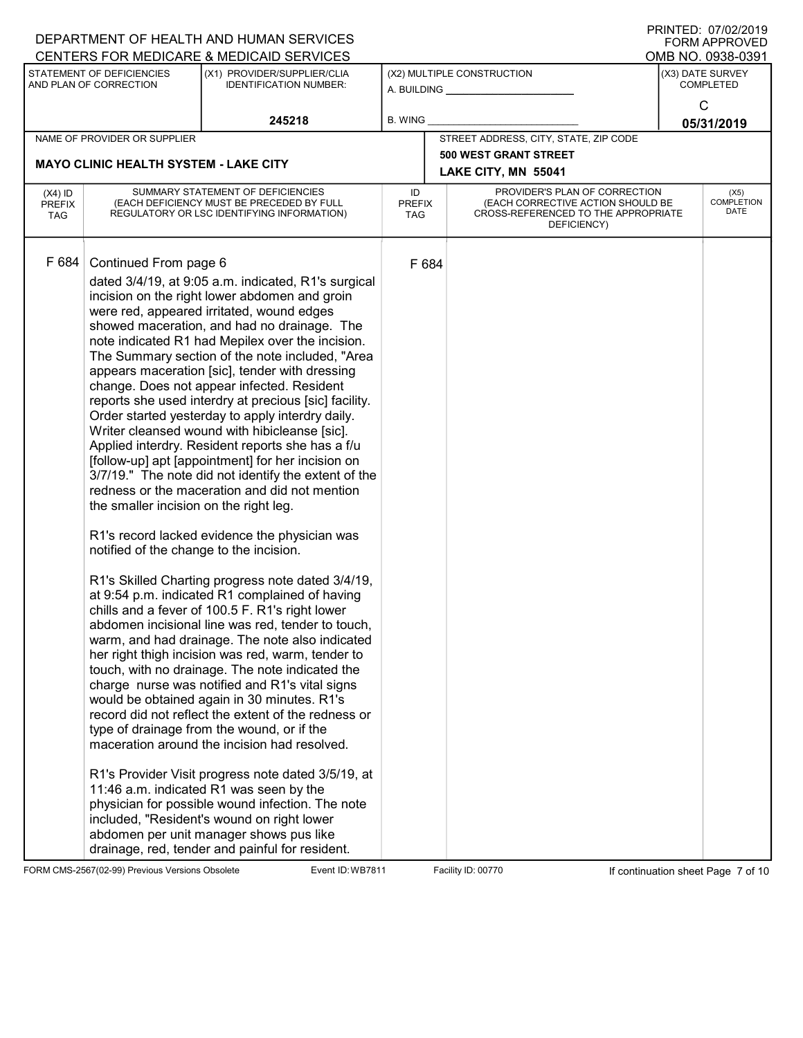F 684 Continued From page 6

dated 3/4/19, at 9:05 a.m. indicated, R1's surgical incision on the right lower abdomen and groin were red, appeared irritated, wound edges showed maceration, and had no drainage. The note indicated R1 had Mepilex over the incision. The Summary section of the note included, "Area appears maceration [sic], tender with dressing change. Does not appear infected. Resident reports she used interdry at precious [sic] facility. Order started yesterday to apply interdry daily. Writer cleansed wound with hibicleanse [sic]. Applied interdry. Resident reports she has a f/u [follow-up] apt [appointment] for her incision on 3/7/19." The note did not identify the extent of the redness or the maceration and did not mention the smaller incision on the right leg.

R1's record lacked evidence the physician was notified of the change to the incision.

R1's Skilled Charting progress note dated 3/4/19, at 9:54 p.m. indicated R1 complained of having chills and a fever of 100.5 F. R1's right lower abdomen incisional line was red, tender to touch, warm, and had drainage. The note also indicated her right thigh incision was red, warm, tender to touch, with no drainage. The note indicated the charge nurse was notified and R1's vital signs would be obtained again in 30 minutes. R1's record did not reflect the extent of the redness or type of drainage from the wound, or if the maceration around the incision had resolved.

R1's Provider Visit progress note dated 3/5/19, at 11:46 a.m. indicated R1 was seen by the physician for possible wound infection. The note included, "Resident's wound on right lower abdomen per unit manager shows pus like drainage, red, tender and painful for resident.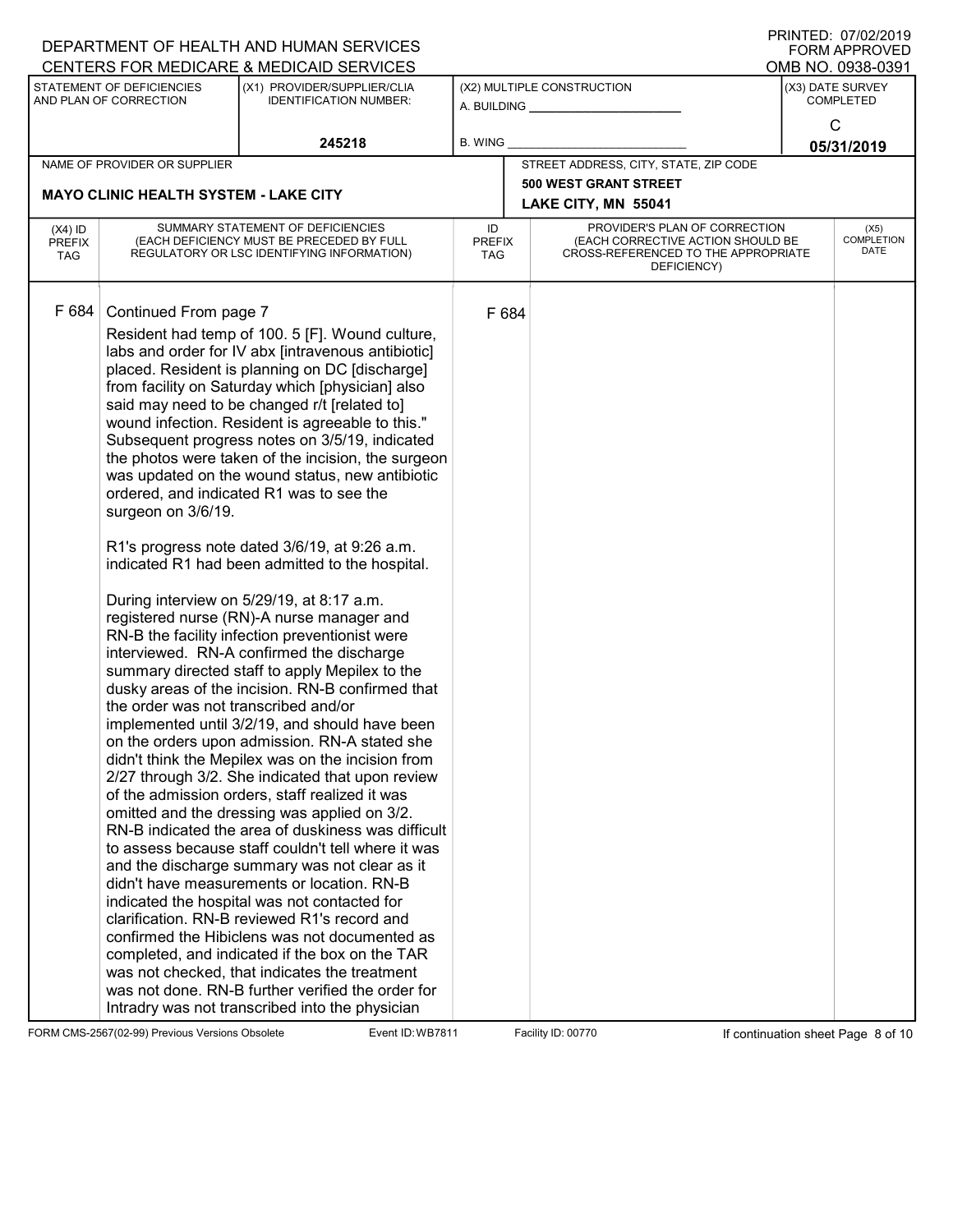DEPARTMENT OF HEALTH AND HUMAN SERVICES
CENTERS FOR MEDICARE & MEDICAID SERVICES

PRINTED: 07/02/2019
FORM APPROVED
OMB NO. 0938-0391

| STATEMENT OF DEFICIENCIES AND PLAN OF CORRECTION | (X1) PROVIDER/SUPPLIER/CLIA IDENTIFICATION NUMBER: | (X2) MULTIPLE CONSTRUCTION | (X3) DATE SURVEY COMPLETED |
|---|---|---|---|
| | 245218 | A. BUILDING ______ B. WING ______ | C 05/31/2019 |

| NAME OF PROVIDER OR SUPPLIER | STREET ADDRESS, CITY, STATE, ZIP CODE |
|---|---|
| MAYO CLINIC HEALTH SYSTEM - LAKE CITY | 500 WEST GRANT STREET LAKE CITY, MN 55041 |

| (X4) ID PREFIX TAG | SUMMARY STATEMENT OF DEFICIENCIES (EACH DEFICIENCY MUST BE PRECEDED BY FULL REGULATORY OR LSC IDENTIFYING INFORMATION) | ID PREFIX TAG | PROVIDER'S PLAN OF CORRECTION (EACH CORRECTIVE ACTION SHOULD BE CROSS-REFERENCED TO THE APPROPRIATE DEFICIENCY) | (X5) COMPLETION DATE |
|---|---|---|---|---|
| F 684 | Continued From page 7 | F 684 | | |

Resident had temp of 100. 5 [F]. Wound culture, labs and order for IV abx [intravenous antibiotic] placed. Resident is planning on DC [discharge] from facility on Saturday which [physician] also said may need to be changed r/t [related to] wound infection. Resident is agreeable to this." Subsequent progress notes on 3/5/19, indicated the photos were taken of the incision, the surgeon was updated on the wound status, new antibiotic ordered, and indicated R1 was to see the surgeon on 3/6/19.

R1's progress note dated 3/6/19, at 9:26 a.m. indicated R1 had been admitted to the hospital.

During interview on 5/29/19, at 8:17 a.m. registered nurse (RN)-A nurse manager and RN-B the facility infection preventionist were interviewed. RN-A confirmed the discharge summary directed staff to apply Mepilex to the dusky areas of the incision. RN-B confirmed that the order was not transcribed and/or implemented until 3/2/19, and should have been on the orders upon admission. RN-A stated she didn't think the Mepilex was on the incision from 2/27 through 3/2. She indicated that upon review of the admission orders, staff realized it was omitted and the dressing was applied on 3/2. RN-B indicated the area of duskiness was difficult to assess because staff couldn't tell where it was and the discharge summary was not clear as it didn't have measurements or location. RN-B indicated the hospital was not contacted for clarification. RN-B reviewed R1's record and confirmed the Hibiclens was not documented as completed, and indicated if the box on the TAR was not checked, that indicates the treatment was not done. RN-B further verified the order for Intradry was not transcribed into the physician

FORM CMS-2567(02-99) Previous Versions Obsolete Event ID: WB7811 Facility ID: 00770 If continuation sheet Page 8 of 10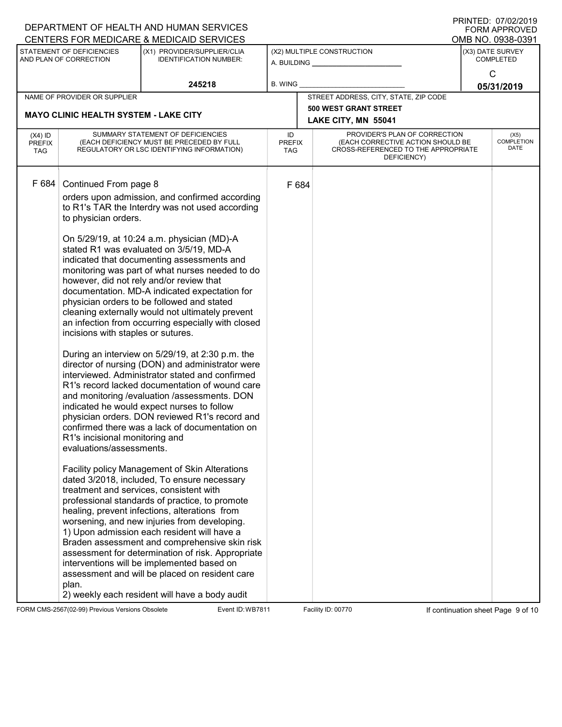DEPARTMENT OF HEALTH AND HUMAN SERVICES
CENTERS FOR MEDICARE & MEDICAID SERVICES

PRINTED: 07/02/2019
FORM APPROVED
OMB NO. 0938-0391

| STATEMENT OF DEFICIENCIES AND PLAN OF CORRECTION | (X1) PROVIDER/SUPPLIER/CLIA IDENTIFICATION NUMBER: | (X2) MULTIPLE CONSTRUCTION | (X3) DATE SURVEY COMPLETED |
|---|---|---|---|
| | 245218 | A. BUILDING ______ B. WING ______ | C 05/31/2019 |

| NAME OF PROVIDER OR SUPPLIER | STREET ADDRESS, CITY, STATE, ZIP CODE |
|---|---|
| MAYO CLINIC HEALTH SYSTEM - LAKE CITY | 500 WEST GRANT STREET LAKE CITY, MN 55041 |

| (X4) ID PREFIX TAG | SUMMARY STATEMENT OF DEFICIENCIES (EACH DEFICIENCY MUST BE PRECEDED BY FULL REGULATORY OR LSC IDENTIFYING INFORMATION) | ID PREFIX TAG | PROVIDER'S PLAN OF CORRECTION (EACH CORRECTIVE ACTION SHOULD BE CROSS-REFERENCED TO THE APPROPRIATE DEFICIENCY) | (X5) COMPLETION DATE |
|---|---|---|---|---|
| F 684 | Continued From page 8 | F 684 | | |

orders upon admission, and confirmed according to R1's TAR the Interdry was not used according to physician orders.

On 5/29/19, at 10:24 a.m. physician (MD)-A stated R1 was evaluated on 3/5/19, MD-A indicated that documenting assessments and monitoring was part of what nurses needed to do however, did not rely and/or review that documentation. MD-A indicated expectation for physician orders to be followed and stated cleaning externally would not ultimately prevent an infection from occurring especially with closed incisions with staples or sutures.

During an interview on 5/29/19, at 2:30 p.m. the director of nursing (DON) and administrator were interviewed. Administrator stated and confirmed R1's record lacked documentation of wound care and monitoring /evaluation /assessments. DON indicated he would expect nurses to follow physician orders. DON reviewed R1's record and confirmed there was a lack of documentation on R1's incisional monitoring and evaluations/assessments.

Facility policy Management of Skin Alterations dated 3/2018, included, To ensure necessary treatment and services, consistent with professional standards of practice, to promote healing, prevent infections, alterations from worsening, and new injuries from developing.
1) Upon admission each resident will have a Braden assessment and comprehensive skin risk assessment for determination of risk. Appropriate interventions will be implemented based on assessment and will be placed on resident care plan.
2) weekly each resident will have a body audit

FORM CMS-2567(02-99) Previous Versions Obsolete Event ID: WB7811 Facility ID: 00770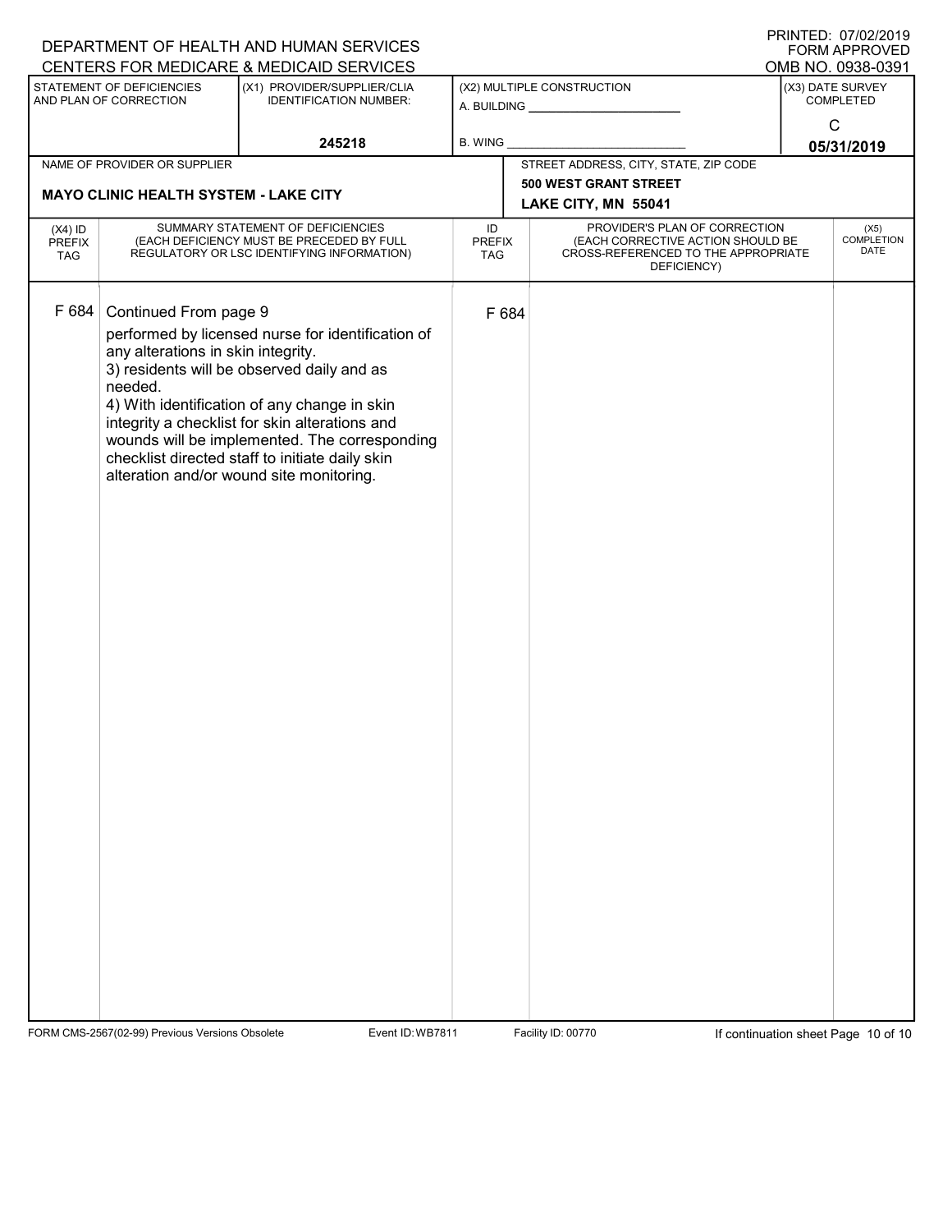DEPARTMENT OF HEALTH AND HUMAN SERVICES
CENTERS FOR MEDICARE & MEDICAID SERVICES

PRINTED: 07/02/2019
FORM APPROVED
OMB NO. 0938-0391

| STATEMENT OF DEFICIENCIES AND PLAN OF CORRECTION | (X1) PROVIDER/SUPPLIER/CLIA IDENTIFICATION NUMBER: | (X2) MULTIPLE CONSTRUCTION | (X3) DATE SURVEY COMPLETED |
|---|---|---|---|
| | 245218 | A. BUILDING ______ B. WING ______ | C 05/31/2019 |

| NAME OF PROVIDER OR SUPPLIER | STREET ADDRESS, CITY, STATE, ZIP CODE |
|---|---|
| MAYO CLINIC HEALTH SYSTEM - LAKE CITY | 500 WEST GRANT STREET LAKE CITY, MN 55041 |

| (X4) ID PREFIX TAG | SUMMARY STATEMENT OF DEFICIENCIES (EACH DEFICIENCY MUST BE PRECEDED BY FULL REGULATORY OR LSC IDENTIFYING INFORMATION) | ID PREFIX TAG | PROVIDER'S PLAN OF CORRECTION (EACH CORRECTIVE ACTION SHOULD BE CROSS-REFERENCED TO THE APPROPRIATE DEFICIENCY) | (X5) COMPLETION DATE |
|---|---|---|---|---|
| F 684 | Continued From page 9<br>performed by licensed nurse for identification of any alterations in skin integrity.<br>3) residents will be observed daily and as needed.<br>4) With identification of any change in skin integrity a checklist for skin alterations and wounds will be implemented. The corresponding checklist directed staff to initiate daily skin alteration and/or wound site monitoring. | F 684 | | |

FORM CMS-2567(02-99) Previous Versions Obsolete Event ID: WB7811 Facility ID: 00770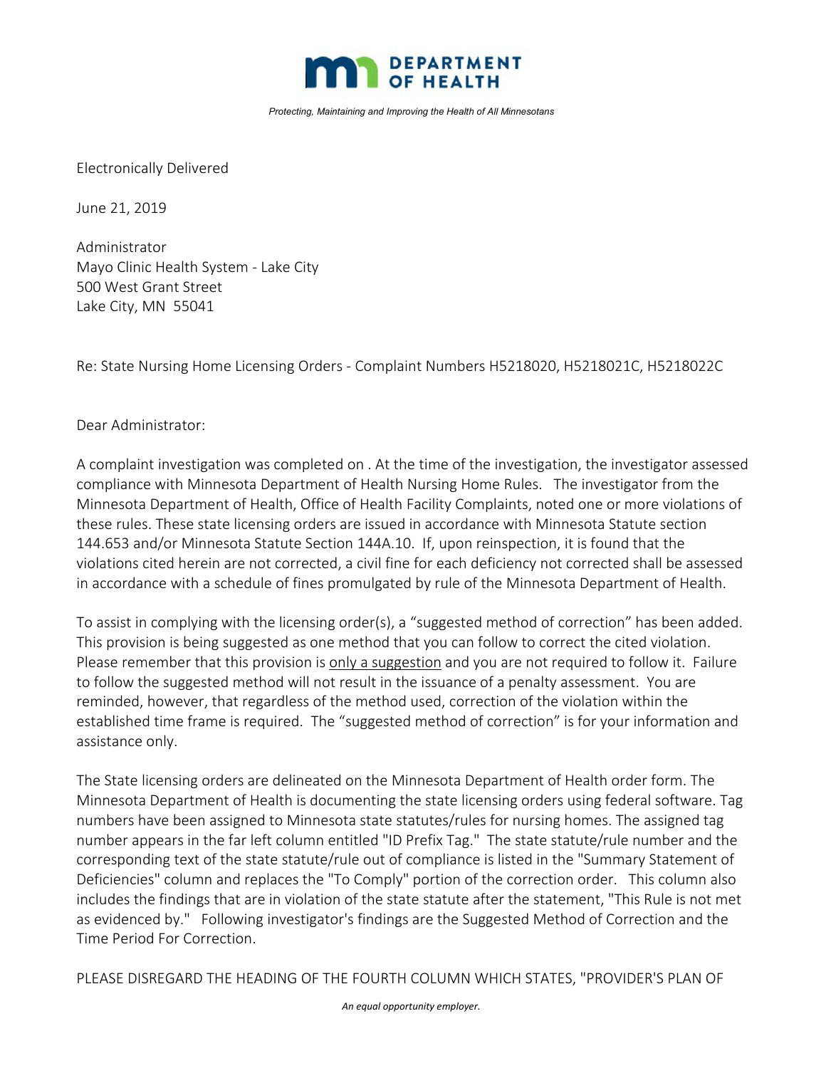**DEPARTMENT OF HEALTH**

*Protecting, Maintaining and Improving the Health of All Minnesotans*

Electronically Delivered

June 21, 2019

Administrator
Mayo Clinic Health System - Lake City
500 West Grant Street
Lake City, MN 55041

Re: State Nursing Home Licensing Orders - Complaint Numbers H5218020, H5218021C, H5218022C

Dear Administrator:

A complaint investigation was completed on . At the time of the investigation, the investigator assessed compliance with Minnesota Department of Health Nursing Home Rules. The investigator from the Minnesota Department of Health, Office of Health Facility Complaints, noted one or more violations of these rules. These state licensing orders are issued in accordance with Minnesota Statute section 144.653 and/or Minnesota Statute Section 144A.10. If, upon reinspection, it is found that the violations cited herein are not corrected, a civil fine for each deficiency not corrected shall be assessed in accordance with a schedule of fines promulgated by rule of the Minnesota Department of Health.

To assist in complying with the licensing order(s), a "suggested method of correction" has been added. This provision is being suggested as one method that you can follow to correct the cited violation. Please remember that this provision is only a suggestion and you are not required to follow it. Failure to follow the suggested method will not result in the issuance of a penalty assessment. You are reminded, however, that regardless of the method used, correction of the violation within the established time frame is required. The "suggested method of correction" is for your information and assistance only.

The State licensing orders are delineated on the Minnesota Department of Health order form. The Minnesota Department of Health is documenting the state licensing orders using federal software. Tag numbers have been assigned to Minnesota state statutes/rules for nursing homes. The assigned tag number appears in the far left column entitled "ID Prefix Tag." The state statute/rule number and the corresponding text of the state statute/rule out of compliance is listed in the "Summary Statement of Deficiencies" column and replaces the "To Comply" portion of the correction order. This column also includes the findings that are in violation of the state statute after the statement, "This Rule is not met as evidenced by." Following investigator's findings are the Suggested Method of Correction and the Time Period For Correction.

PLEASE DISREGARD THE HEADING OF THE FOURTH COLUMN WHICH STATES, "PROVIDER'S PLAN OF

*An equal opportunity employer.*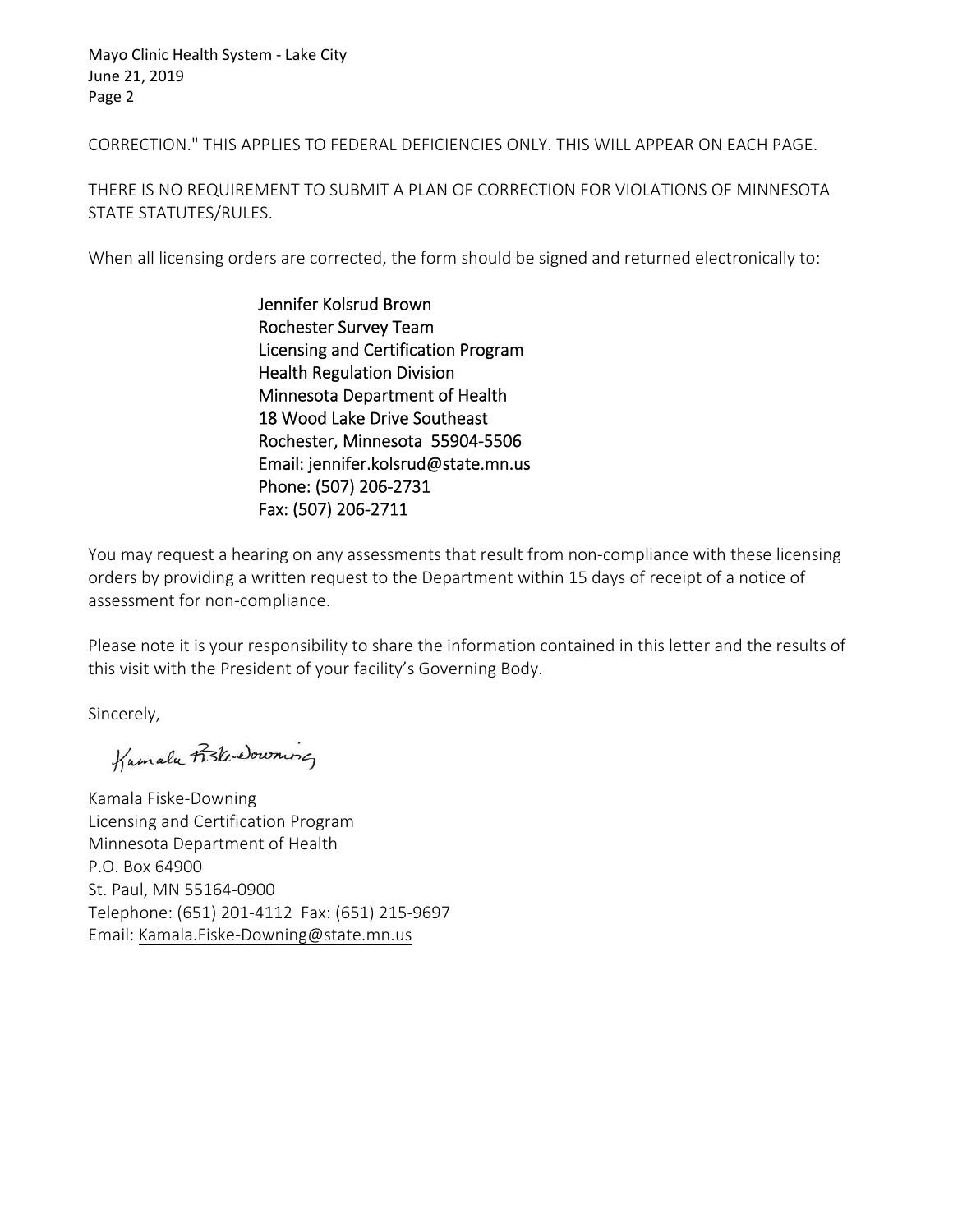CORRECTION." THIS APPLIES TO FEDERAL DEFICIENCIES ONLY. THIS WILL APPEAR ON EACH PAGE.

THERE IS NO REQUIREMENT TO SUBMIT A PLAN OF CORRECTION FOR VIOLATIONS OF MINNESOTA STATE STATUTES/RULES.

When all licensing orders are corrected, the form should be signed and returned electronically to:

Jennifer Kolsrud Brown
Rochester Survey Team
Licensing and Certification Program
Health Regulation Division
Minnesota Department of Health
18 Wood Lake Drive Southeast
Rochester, Minnesota 55904-5506
Email: jennifer.kolsrud@state.mn.us
Phone: (507) 206-2731
Fax: (507) 206-2711

You may request a hearing on any assessments that result from non-compliance with these licensing orders by providing a written request to the Department within 15 days of receipt of a notice of assessment for non-compliance.

Please note it is your responsibility to share the information contained in this letter and the results of this visit with the President of your facility's Governing Body.

Sincerely,

Kamala Fiske-Downing

Kamala Fiske-Downing
Licensing and Certification Program
Minnesota Department of Health
P.O. Box 64900
St. Paul, MN 55164-0900
Telephone: (651) 201-4112 Fax: (651) 215-9697
Email: Kamala.Fiske-Downing@state.mn.us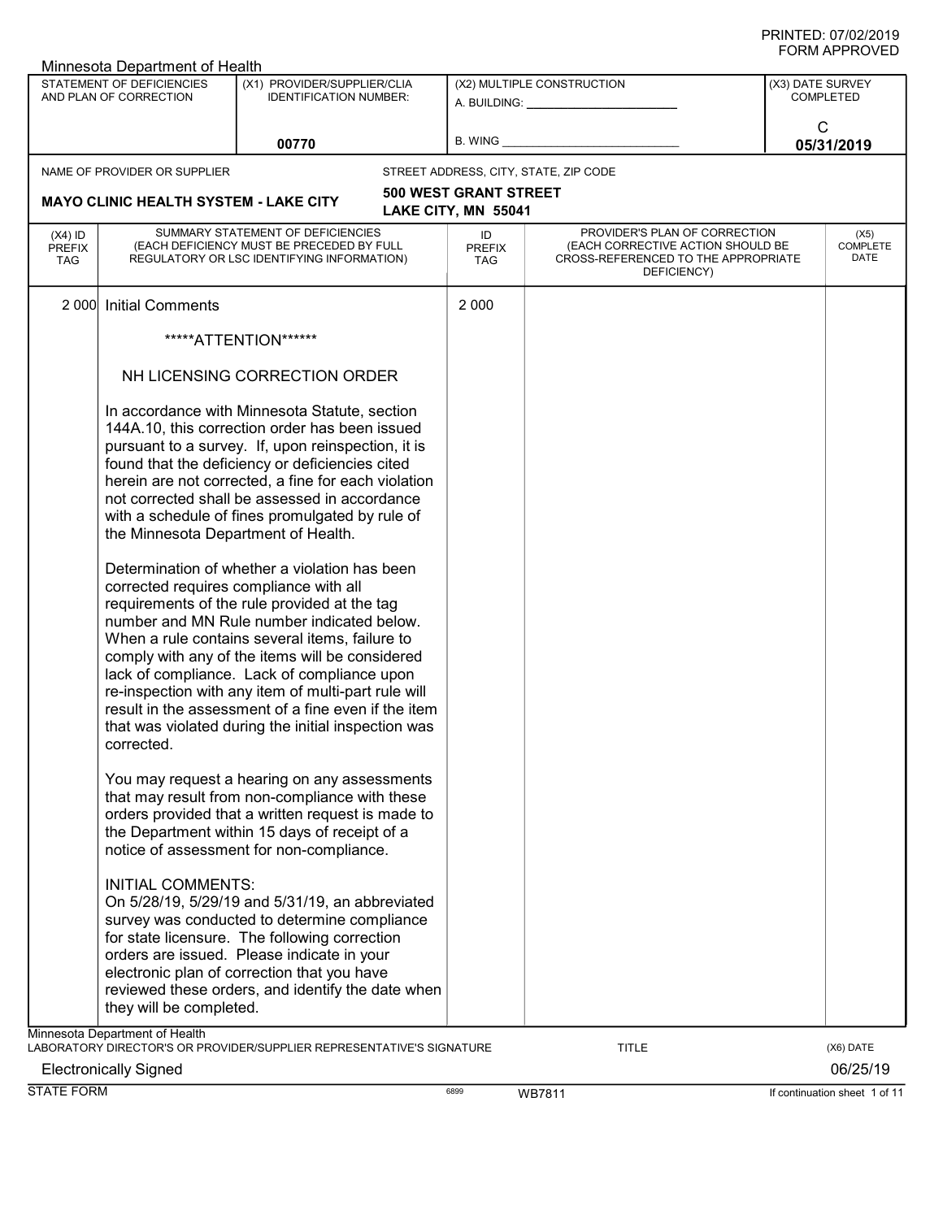Minnesota Department of Health

| STATEMENT OF DEFICIENCIES AND PLAN OF CORRECTION | (X1) PROVIDER/SUPPLIER/CLIA IDENTIFICATION NUMBER: | (X2) MULTIPLE CONSTRUCTION | (X3) DATE SURVEY COMPLETED |
|---|---|---|---|
| | 00770 | A. BUILDING: ______ B. WING ______ | C 05/31/2019 |

NAME OF PROVIDER OR SUPPLIER: **MAYO CLINIC HEALTH SYSTEM - LAKE CITY**

STREET ADDRESS, CITY, STATE, ZIP CODE: **500 WEST GRANT STREET LAKE CITY, MN 55041**

| (X4) ID PREFIX TAG | SUMMARY STATEMENT OF DEFICIENCIES (EACH DEFICIENCY MUST BE PRECEDED BY FULL REGULATORY OR LSC IDENTIFYING INFORMATION) | ID PREFIX TAG | PROVIDER'S PLAN OF CORRECTION (EACH CORRECTIVE ACTION SHOULD BE CROSS-REFERENCED TO THE APPROPRIATE DEFICIENCY) | (X5) COMPLETE DATE |
|---|---|---|---|---|
| 2 000 | Initial Comments | 2 000 | | |

*****ATTENTION******

NH LICENSING CORRECTION ORDER

In accordance with Minnesota Statute, section 144A.10, this correction order has been issued pursuant to a survey. If, upon reinspection, it is found that the deficiency or deficiencies cited herein are not corrected, a fine for each violation not corrected shall be assessed in accordance with a schedule of fines promulgated by rule of the Minnesota Department of Health.

Determination of whether a violation has been corrected requires compliance with all requirements of the rule provided at the tag number and MN Rule number indicated below. When a rule contains several items, failure to comply with any of the items will be considered lack of compliance. Lack of compliance upon re-inspection with any item of multi-part rule will result in the assessment of a fine even if the item that was violated during the initial inspection was corrected.

You may request a hearing on any assessments that may result from non-compliance with these orders provided that a written request is made to the Department within 15 days of receipt of a notice of assessment for non-compliance.

INITIAL COMMENTS:
On 5/28/19, 5/29/19 and 5/31/19, an abbreviated survey was conducted to determine compliance for state licensure. The following correction orders are issued. Please indicate in your electronic plan of correction that you have reviewed these orders, and identify the date when they will be completed.

Minnesota Department of Health
LABORATORY DIRECTOR'S OR PROVIDER/SUPPLIER REPRESENTATIVE'S SIGNATURE: Electronically Signed — TITLE — (X6) DATE: 06/25/19

STATE FORM 6899 WB7811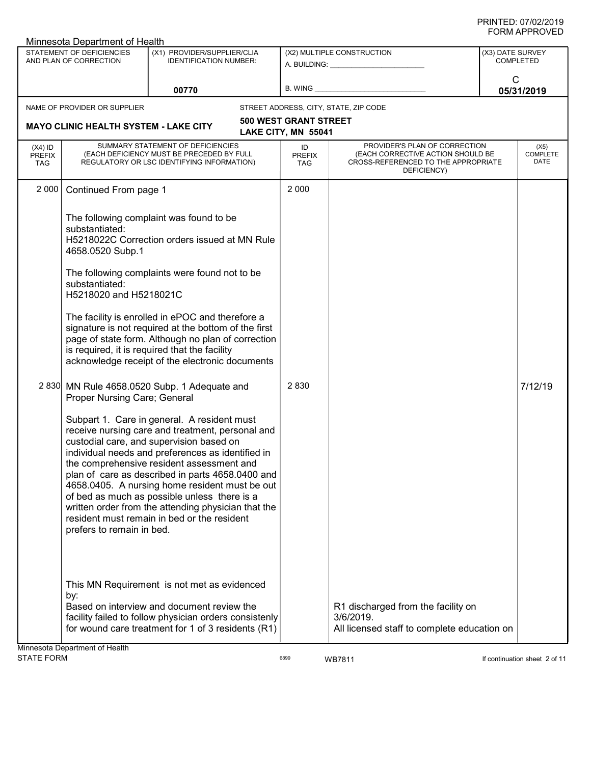Minnesota Department of Health

| STATEMENT OF DEFICIENCIES AND PLAN OF CORRECTION | (X1) PROVIDER/SUPPLIER/CLIA IDENTIFICATION NUMBER: | (X2) MULTIPLE CONSTRUCTION | (X3) DATE SURVEY COMPLETED |
|---|---|---|---|
| | 00770 | A. BUILDING: ______ B. WING ______ | C 05/31/2019 |

NAME OF PROVIDER OR SUPPLIER: **MAYO CLINIC HEALTH SYSTEM - LAKE CITY**

STREET ADDRESS, CITY, STATE, ZIP CODE: **500 WEST GRANT STREET LAKE CITY, MN 55041**

| (X4) ID PREFIX TAG | SUMMARY STATEMENT OF DEFICIENCIES (EACH DEFICIENCY MUST BE PRECEDED BY FULL REGULATORY OR LSC IDENTIFYING INFORMATION) | ID PREFIX TAG | PROVIDER'S PLAN OF CORRECTION (EACH CORRECTIVE ACTION SHOULD BE CROSS-REFERENCED TO THE APPROPRIATE DEFICIENCY) | (X5) COMPLETE DATE |
|---|---|---|---|---|
| 2 000 | Continued From page 1<br><br>The following complaint was found to be substantiated:<br>H5218022C Correction orders issued at MN Rule 4658.0520 Subp.1<br><br>The following complaints were found not to be substantiated:<br>H5218020 and H5218021C<br><br>The facility is enrolled in ePOC and therefore a signature is not required at the bottom of the first page of state form. Although no plan of correction is required, it is required that the facility acknowledge receipt of the electronic documents | 2 000 | | |
| 2 830 | MN Rule 4658.0520 Subp. 1 Adequate and Proper Nursing Care; General<br><br>Subpart 1. Care in general. A resident must receive nursing care and treatment, personal and custodial care, and supervision based on individual needs and preferences as identified in the comprehensive resident assessment and plan of care as described in parts 4658.0400 and 4658.0405. A nursing home resident must be out of bed as much as possible unless there is a written order from the attending physician that the resident must remain in bed or the resident prefers to remain in bed.<br><br>This MN Requirement is not met as evidenced by:<br>Based on interview and document review the facility failed to follow physician orders consistenly for wound care treatment for 1 of 3 residents (R1) | 2 830 | R1 discharged from the facility on 3/6/2019.<br>All licensed staff to complete education on | 7/12/19 |

Minnesota Department of Health
STATE FORM 6899 WB7811 If continuation sheet 2 of 11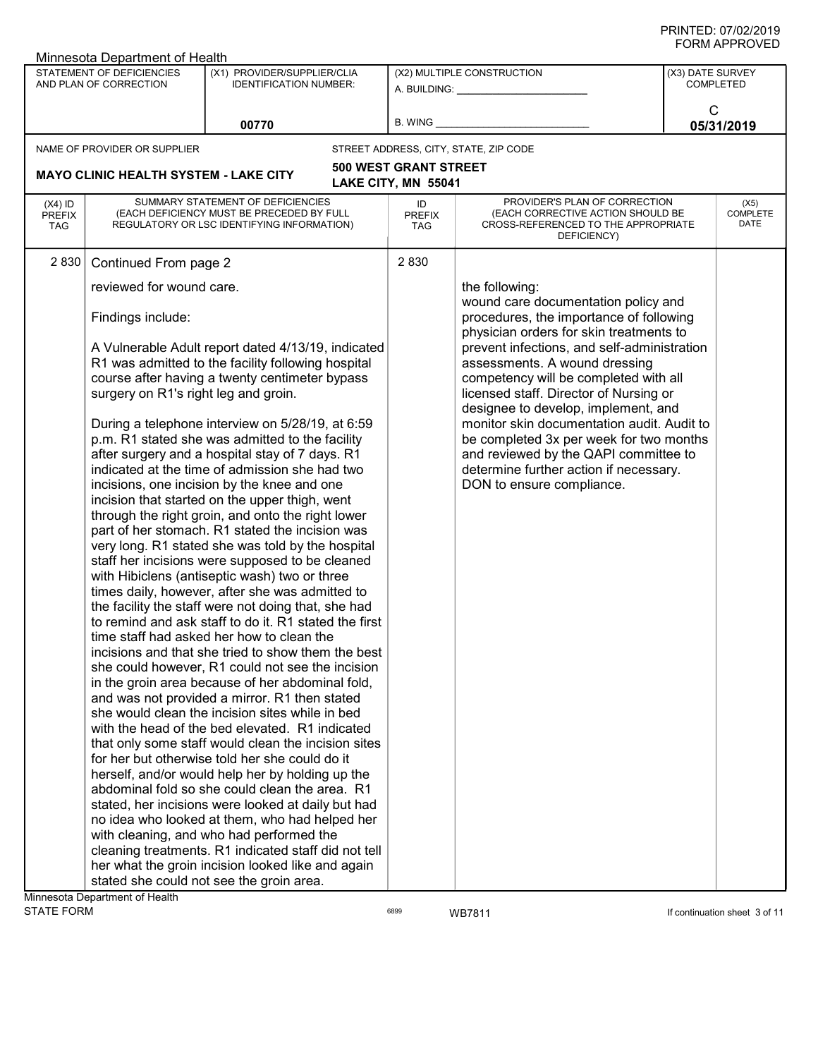PRINTED: 07/02/2019
FORM APPROVED

Minnesota Department of Health

| STATEMENT OF DEFICIENCIES AND PLAN OF CORRECTION | (X1) PROVIDER/SUPPLIER/CLIA IDENTIFICATION NUMBER: | (X2) MULTIPLE CONSTRUCTION | (X3) DATE SURVEY COMPLETED |
|---|---|---|---|
| | 00770 | A. BUILDING: ______ B. WING ______ | C 05/31/2019 |

NAME OF PROVIDER OR SUPPLIER: **MAYO CLINIC HEALTH SYSTEM - LAKE CITY**

STREET ADDRESS, CITY, STATE, ZIP CODE: **500 WEST GRANT STREET, LAKE CITY, MN 55041**

| (X4) ID PREFIX TAG | SUMMARY STATEMENT OF DEFICIENCIES (EACH DEFICIENCY MUST BE PRECEDED BY FULL REGULATORY OR LSC IDENTIFYING INFORMATION) | ID PREFIX TAG | PROVIDER'S PLAN OF CORRECTION (EACH CORRECTIVE ACTION SHOULD BE CROSS-REFERENCED TO THE APPROPRIATE DEFICIENCY) | (X5) COMPLETE DATE |
|---|---|---|---|---|
| 2 830 | Continued From page 2<br><br>reviewed for wound care.<br><br>Findings include:<br><br>A Vulnerable Adult report dated 4/13/19, indicated R1 was admitted to the facility following hospital course after having a twenty centimeter bypass surgery on R1's right leg and groin.<br><br>During a telephone interview on 5/28/19, at 6:59 p.m. R1 stated she was admitted to the facility after surgery and a hospital stay of 7 days. R1 indicated at the time of admission she had two incisions, one incision by the knee and one incision that started on the upper thigh, went through the right groin, and onto the right lower part of her stomach. R1 stated the incision was very long. R1 stated she was told by the hospital staff her incisions were supposed to be cleaned with Hibiclens (antiseptic wash) two or three times daily, however, after she was admitted to the facility the staff were not doing that, she had to remind and ask staff to do it. R1 stated the first time staff had asked her how to clean the incisions and that she tried to show them the best she could however, R1 could not see the incision in the groin area because of her abdominal fold, and was not provided a mirror. R1 then stated she would clean the incision sites while in bed with the head of the bed elevated. R1 indicated that only some staff would clean the incision sites for her but otherwise told her she could do it herself, and/or would help her by holding up the abdominal fold so she could clean the area. R1 stated, her incisions were looked at daily but had no idea who looked at them, who had helped her with cleaning, and who had performed the cleaning treatments. R1 indicated staff did not tell her what the groin incision looked like and again stated she could not see the groin area. | 2 830 | the following:<br>wound care documentation policy and procedures, the importance of following physician orders for skin treatments to prevent infections, and self-administration assessments. A wound dressing competency will be completed with all licensed staff. Director of Nursing or designee to develop, implement, and monitor skin documentation audit. Audit to be completed 3x per week for two months and reviewed by the QAPI committee to determine further action if necessary. DON to ensure compliance. | |

Minnesota Department of Health
STATE FORM 6899 WB7811 If continuation sheet 3 of 11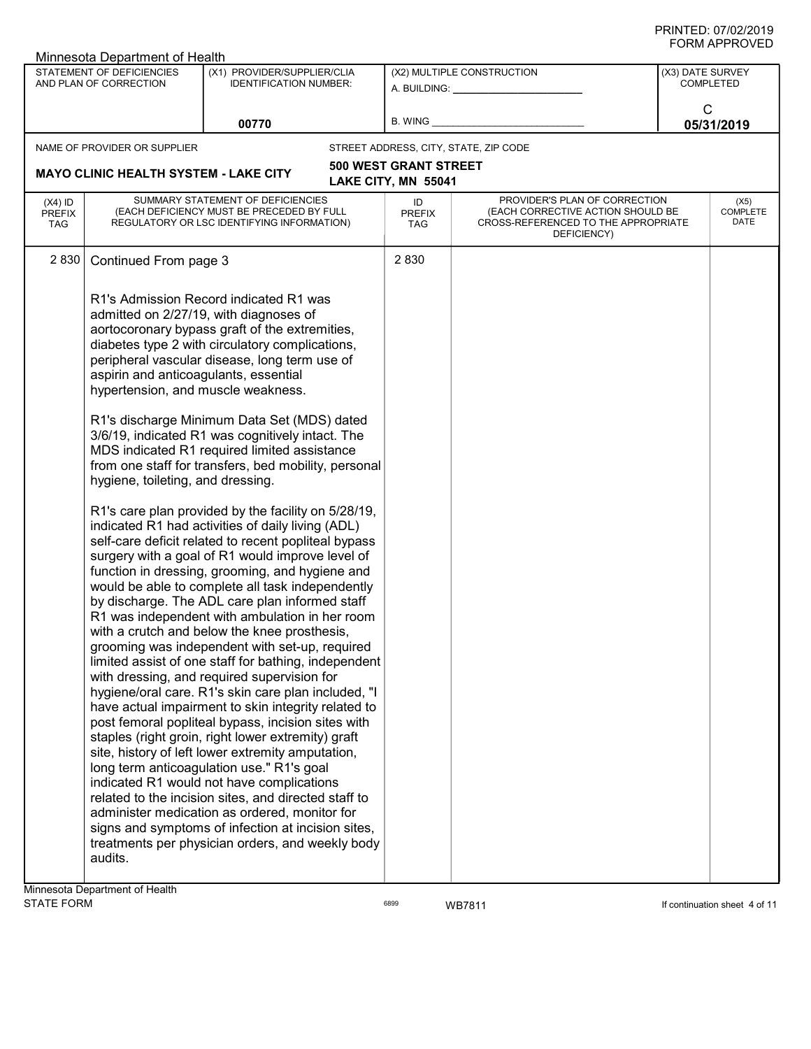Minnesota Department of Health

| STATEMENT OF DEFICIENCIES AND PLAN OF CORRECTION | (X1) PROVIDER/SUPPLIER/CLIA IDENTIFICATION NUMBER: | (X2) MULTIPLE CONSTRUCTION | (X3) DATE SURVEY COMPLETED |
|---|---|---|---|
| | 00770 | A. BUILDING: ______ B. WING ______ | C 05/31/2019 |

| NAME OF PROVIDER OR SUPPLIER | STREET ADDRESS, CITY, STATE, ZIP CODE |
|---|---|
| MAYO CLINIC HEALTH SYSTEM - LAKE CITY | 500 WEST GRANT STREET LAKE CITY, MN 55041 |

| (X4) ID PREFIX TAG | SUMMARY STATEMENT OF DEFICIENCIES (EACH DEFICIENCY MUST BE PRECEDED BY FULL REGULATORY OR LSC IDENTIFYING INFORMATION) | ID PREFIX TAG | PROVIDER'S PLAN OF CORRECTION (EACH CORRECTIVE ACTION SHOULD BE CROSS-REFERENCED TO THE APPROPRIATE DEFICIENCY) | (X5) COMPLETE DATE |
|---|---|---|---|---|
| 2 830 | Continued From page 3 | 2 830 | | |

R1's Admission Record indicated R1 was admitted on 2/27/19, with diagnoses of aortocoronary bypass graft of the extremities, diabetes type 2 with circulatory complications, peripheral vascular disease, long term use of aspirin and anticoagulants, essential hypertension, and muscle weakness.

R1's discharge Minimum Data Set (MDS) dated 3/6/19, indicated R1 was cognitively intact. The MDS indicated R1 required limited assistance from one staff for transfers, bed mobility, personal hygiene, toileting, and dressing.

R1's care plan provided by the facility on 5/28/19, indicated R1 had activities of daily living (ADL) self-care deficit related to recent popliteal bypass surgery with a goal of R1 would improve level of function in dressing, grooming, and hygiene and would be able to complete all task independently by discharge. The ADL care plan informed staff R1 was independent with ambulation in her room with a crutch and below the knee prosthesis, grooming was independent with set-up, required limited assist of one staff for bathing, independent with dressing, and required supervision for hygiene/oral care. R1's skin care plan included, "I have actual impairment to skin integrity related to post femoral popliteal bypass, incision sites with staples (right groin, right lower extremity) graft site, history of left lower extremity amputation, long term anticoagulation use." R1's goal indicated R1 would not have complications related to the incision sites, and directed staff to administer medication as ordered, monitor for signs and symptoms of infection at incision sites, treatments per physician orders, and weekly body audits.

Minnesota Department of Health
STATE FORM 6899 WB7811 If continuation sheet 4 of 11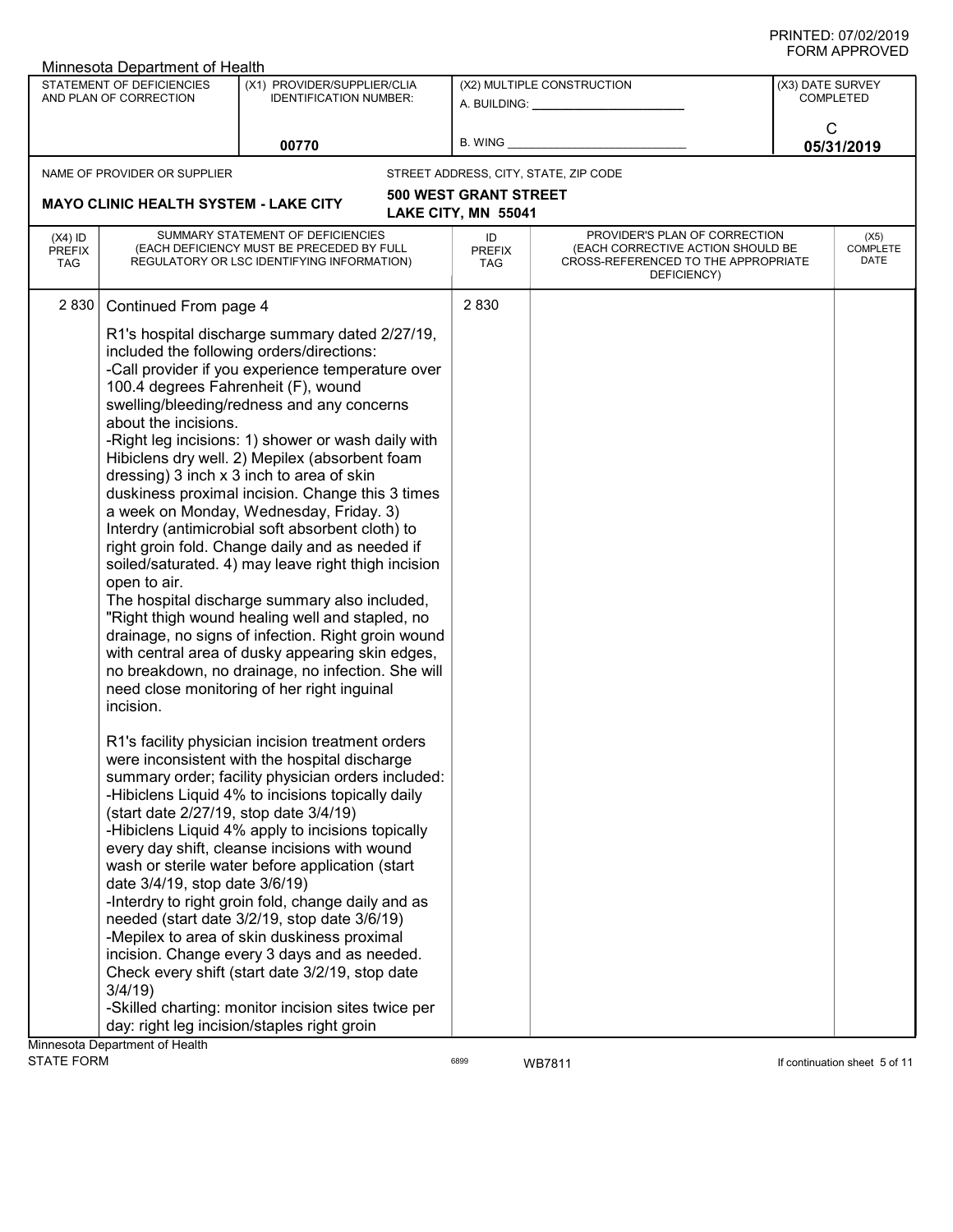Minnesota Department of Health

| STATEMENT OF DEFICIENCIES AND PLAN OF CORRECTION | (X1) PROVIDER/SUPPLIER/CLIA IDENTIFICATION NUMBER: | (X2) MULTIPLE CONSTRUCTION | (X3) DATE SURVEY COMPLETED |
|---|---|---|---|
| | 00770 | A. BUILDING: ______ B. WING ______ | C 05/31/2019 |

NAME OF PROVIDER OR SUPPLIER: **MAYO CLINIC HEALTH SYSTEM - LAKE CITY**

STREET ADDRESS, CITY, STATE, ZIP CODE: **500 WEST GRANT STREET, LAKE CITY, MN 55041**

| (X4) ID PREFIX TAG | SUMMARY STATEMENT OF DEFICIENCIES (EACH DEFICIENCY MUST BE PRECEDED BY FULL REGULATORY OR LSC IDENTIFYING INFORMATION) | ID PREFIX TAG | PROVIDER'S PLAN OF CORRECTION (EACH CORRECTIVE ACTION SHOULD BE CROSS-REFERENCED TO THE APPROPRIATE DEFICIENCY) | (X5) COMPLETE DATE |
|---|---|---|---|---|
| 2 830 | Continued From page 4 | 2 830 | | |

R1's hospital discharge summary dated 2/27/19, included the following orders/directions:
-Call provider if you experience temperature over 100.4 degrees Fahrenheit (F), wound swelling/bleeding/redness and any concerns about the incisions.
-Right leg incisions: 1) shower or wash daily with Hibiclens dry well. 2) Mepilex (absorbent foam dressing) 3 inch x 3 inch to area of skin duskiness proximal incision. Change this 3 times a week on Monday, Wednesday, Friday. 3) Interdry (antimicrobial soft absorbent cloth) to right groin fold. Change daily and as needed if soiled/saturated. 4) may leave right thigh incision open to air.
The hospital discharge summary also included, "Right thigh wound healing well and stapled, no drainage, no signs of infection. Right groin wound with central area of dusky appearing skin edges, no breakdown, no drainage, no infection. She will need close monitoring of her right inguinal incision.

R1's facility physician incision treatment orders were inconsistent with the hospital discharge summary order; facility physician orders included:
-Hibiclens Liquid 4% to incisions topically daily (start date 2/27/19, stop date 3/4/19)
-Hibiclens Liquid 4% apply to incisions topically every day shift, cleanse incisions with wound wash or sterile water before application (start date 3/4/19, stop date 3/6/19)
-Interdry to right groin fold, change daily and as needed (start date 3/2/19, stop date 3/6/19)
-Mepilex to area of skin duskiness proximal incision. Change every 3 days and as needed. Check every shift (start date 3/2/19, stop date 3/4/19)
-Skilled charting: monitor incision sites twice per day: right leg incision/staples right groin

Minnesota Department of Health
STATE FORM 6899 WB7811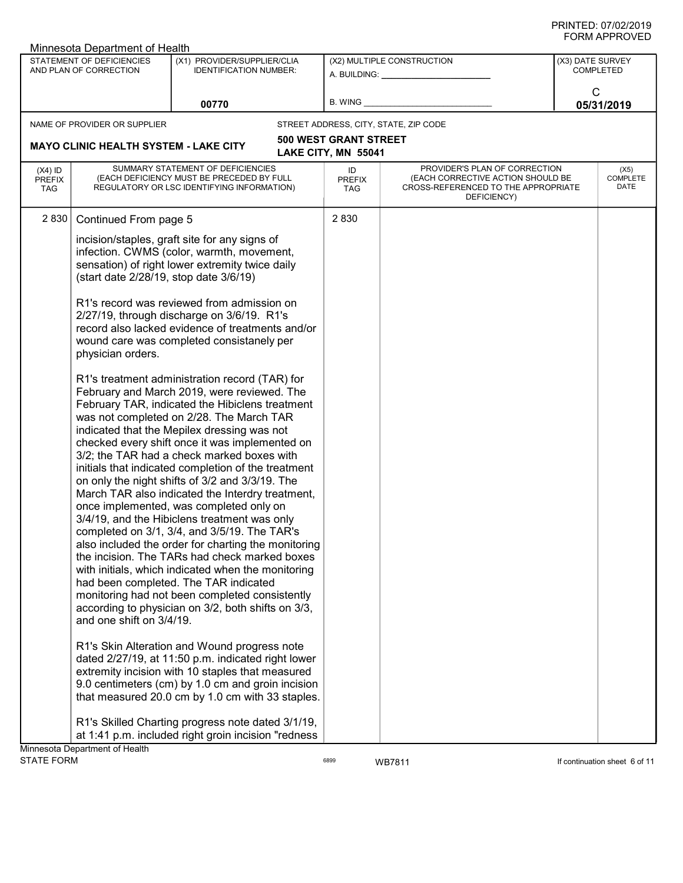Minnesota Department of Health

| STATEMENT OF DEFICIENCIES AND PLAN OF CORRECTION | (X1) PROVIDER/SUPPLIER/CLIA IDENTIFICATION NUMBER: | (X2) MULTIPLE CONSTRUCTION | (X3) DATE SURVEY COMPLETED |
|---|---|---|---|
| | 00770 | A. BUILDING: ______ B. WING ______ | C 05/31/2019 |

NAME OF PROVIDER OR SUPPLIER: **MAYO CLINIC HEALTH SYSTEM - LAKE CITY**

STREET ADDRESS, CITY, STATE, ZIP CODE: **500 WEST GRANT STREET LAKE CITY, MN 55041**

| (X4) ID PREFIX TAG | SUMMARY STATEMENT OF DEFICIENCIES (EACH DEFICIENCY MUST BE PRECEDED BY FULL REGULATORY OR LSC IDENTIFYING INFORMATION) | ID PREFIX TAG | PROVIDER'S PLAN OF CORRECTION (EACH CORRECTIVE ACTION SHOULD BE CROSS-REFERENCED TO THE APPROPRIATE DEFICIENCY) | (X5) COMPLETE DATE |
|---|---|---|---|---|
| 2 830 | Continued From page 5 | 2 830 | | |

incision/staples, graft site for any signs of infection. CWMS (color, warmth, movement, sensation) of right lower extremity twice daily (start date 2/28/19, stop date 3/6/19)

R1's record was reviewed from admission on 2/27/19, through discharge on 3/6/19. R1's record also lacked evidence of treatments and/or wound care was completed consistanely per physician orders.

R1's treatment administration record (TAR) for February and March 2019, were reviewed. The February TAR, indicated the Hibiclens treatment was not completed on 2/28. The March TAR indicated that the Mepilex dressing was not checked every shift once it was implemented on 3/2; the TAR had a check marked boxes with initials that indicated completion of the treatment on only the night shifts of 3/2 and 3/3/19. The March TAR also indicated the Interdry treatment, once implemented, was completed only on 3/4/19, and the Hibiclens treatment was only completed on 3/1, 3/4, and 3/5/19. The TAR's also included the order for charting the monitoring the incision. The TARs had check marked boxes with initials, which indicated when the monitoring had been completed. The TAR indicated monitoring had not been completed consistently according to physician on 3/2, both shifts on 3/3, and one shift on 3/4/19.

R1's Skin Alteration and Wound progress note dated 2/27/19, at 11:50 p.m. indicated right lower extremity incision with 10 staples that measured 9.0 centimeters (cm) by 1.0 cm and groin incision that measured 20.0 cm by 1.0 cm with 33 staples.

R1's Skilled Charting progress note dated 3/1/19, at 1:41 p.m. included right groin incision "redness

Minnesota Department of Health
STATE FORM 6899 WB7811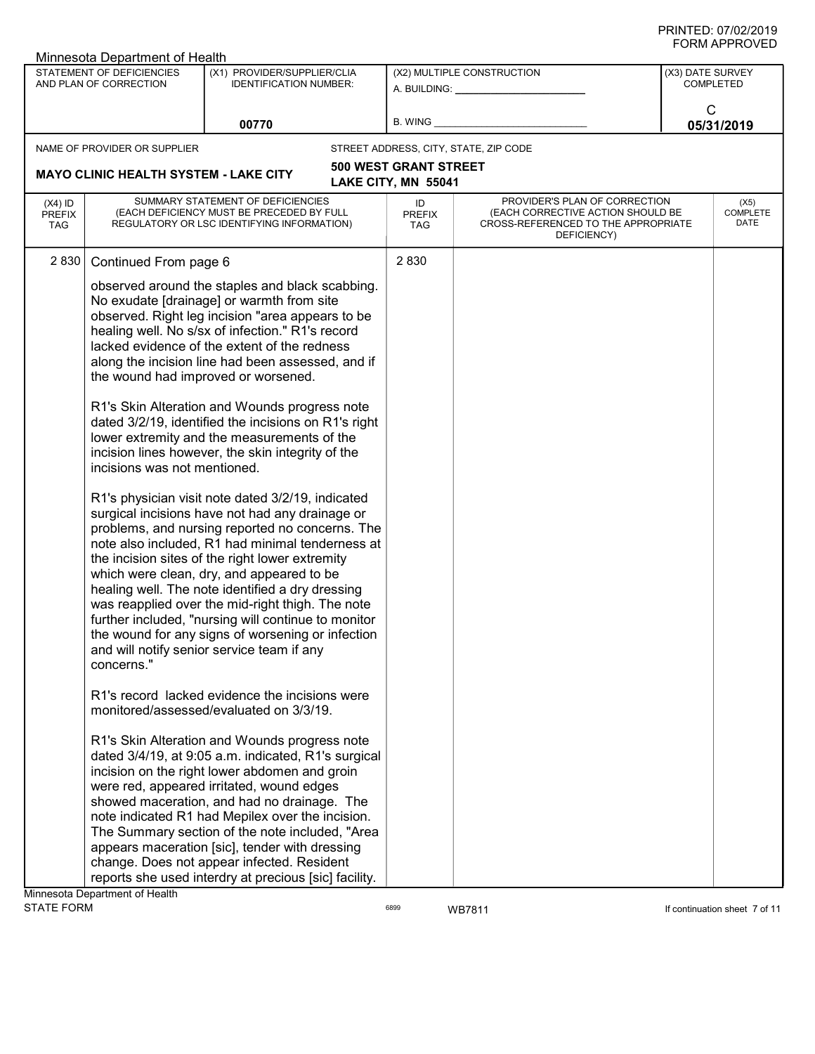Minnesota Department of Health

| STATEMENT OF DEFICIENCIES AND PLAN OF CORRECTION | (X1) PROVIDER/SUPPLIER/CLIA IDENTIFICATION NUMBER: | (X2) MULTIPLE CONSTRUCTION | (X3) DATE SURVEY COMPLETED |
|---|---|---|---|
| | 00770 | A. BUILDING: ______ B. WING ______ | C 05/31/2019 |

NAME OF PROVIDER OR SUPPLIER: **MAYO CLINIC HEALTH SYSTEM - LAKE CITY**

STREET ADDRESS, CITY, STATE, ZIP CODE: **500 WEST GRANT STREET LAKE CITY, MN 55041**

| (X4) ID PREFIX TAG | SUMMARY STATEMENT OF DEFICIENCIES (EACH DEFICIENCY MUST BE PRECEDED BY FULL REGULATORY OR LSC IDENTIFYING INFORMATION) | ID PREFIX TAG | PROVIDER'S PLAN OF CORRECTION (EACH CORRECTIVE ACTION SHOULD BE CROSS-REFERENCED TO THE APPROPRIATE DEFICIENCY) | (X5) COMPLETE DATE |
|---|---|---|---|---|
| 2 830 | Continued From page 6 | 2 830 | | |

observed around the staples and black scabbing. No exudate [drainage] or warmth from site observed. Right leg incision "area appears to be healing well. No s/sx of infection." R1's record lacked evidence of the extent of the redness along the incision line had been assessed, and if the wound had improved or worsened.

R1's Skin Alteration and Wounds progress note dated 3/2/19, identified the incisions on R1's right lower extremity and the measurements of the incision lines however, the skin integrity of the incisions was not mentioned.

R1's physician visit note dated 3/2/19, indicated surgical incisions have not had any drainage or problems, and nursing reported no concerns. The note also included, R1 had minimal tenderness at the incision sites of the right lower extremity which were clean, dry, and appeared to be healing well. The note identified a dry dressing was reapplied over the mid-right thigh. The note further included, "nursing will continue to monitor the wound for any signs of worsening or infection and will notify senior service team if any concerns."

R1's record lacked evidence the incisions were monitored/assessed/evaluated on 3/3/19.

R1's Skin Alteration and Wounds progress note dated 3/4/19, at 9:05 a.m. indicated, R1's surgical incision on the right lower abdomen and groin were red, appeared irritated, wound edges showed maceration, and had no drainage. The note indicated R1 had Mepilex over the incision. The Summary section of the note included, "Area appears maceration [sic], tender with dressing change. Does not appear infected. Resident reports she used interdry at precious [sic] facility.

Minnesota Department of Health
STATE FORM 6899 WB7811 If continuation sheet 7 of 11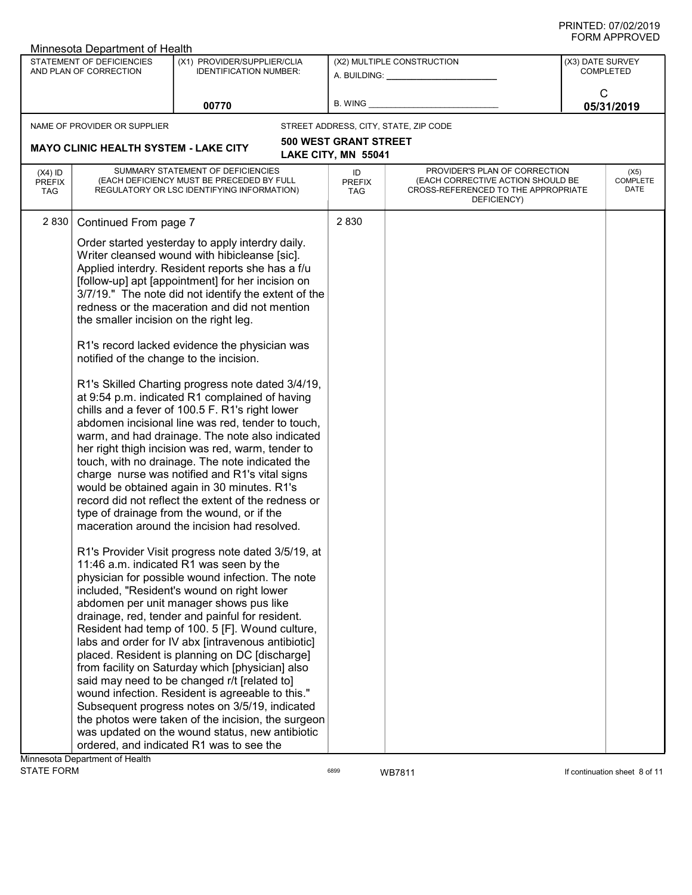Minnesota Department of Health

| STATEMENT OF DEFICIENCIES AND PLAN OF CORRECTION | (X1) PROVIDER/SUPPLIER/CLIA IDENTIFICATION NUMBER: | (X2) MULTIPLE CONSTRUCTION | (X3) DATE SURVEY COMPLETED |
|---|---|---|---|
| | 00770 | A. BUILDING: ______ B. WING ______ | C 05/31/2019 |

NAME OF PROVIDER OR SUPPLIER: **MAYO CLINIC HEALTH SYSTEM - LAKE CITY**

STREET ADDRESS, CITY, STATE, ZIP CODE: **500 WEST GRANT STREET, LAKE CITY, MN 55041**

| (X4) ID PREFIX TAG | SUMMARY STATEMENT OF DEFICIENCIES (EACH DEFICIENCY MUST BE PRECEDED BY FULL REGULATORY OR LSC IDENTIFYING INFORMATION) | ID PREFIX TAG | PROVIDER'S PLAN OF CORRECTION (EACH CORRECTIVE ACTION SHOULD BE CROSS-REFERENCED TO THE APPROPRIATE DEFICIENCY) | (X5) COMPLETE DATE |
|---|---|---|---|---|
| 2 830 | Continued From page 7 | 2 830 | | |

Order started yesterday to apply interdry daily. Writer cleansed wound with hibicleanse [sic]. Applied interdry. Resident reports she has a f/u [follow-up] apt [appointment] for her incision on 3/7/19." The note did not identify the extent of the redness or the maceration and did not mention the smaller incision on the right leg.

R1's record lacked evidence the physician was notified of the change to the incision.

R1's Skilled Charting progress note dated 3/4/19, at 9:54 p.m. indicated R1 complained of having chills and a fever of 100.5 F. R1's right lower abdomen incisional line was red, tender to touch, warm, and had drainage. The note also indicated her right thigh incision was red, warm, tender to touch, with no drainage. The note indicated the charge nurse was notified and R1's vital signs would be obtained again in 30 minutes. R1's record did not reflect the extent of the redness or type of drainage from the wound, or if the maceration around the incision had resolved.

R1's Provider Visit progress note dated 3/5/19, at 11:46 a.m. indicated R1 was seen by the physician for possible wound infection. The note included, "Resident's wound on right lower abdomen per unit manager shows pus like drainage, red, tender and painful for resident. Resident had temp of 100. 5 [F]. Wound culture, labs and order for IV abx [intravenous antibiotic] placed. Resident is planning on DC [discharge] from facility on Saturday which [physician] also said may need to be changed r/t [related to] wound infection. Resident is agreeable to this." Subsequent progress notes on 3/5/19, indicated the photos were taken of the incision, the surgeon was updated on the wound status, new antibiotic ordered, and indicated R1 was to see the

Minnesota Department of Health
STATE FORM 6899 WB7811 If continuation sheet 8 of 11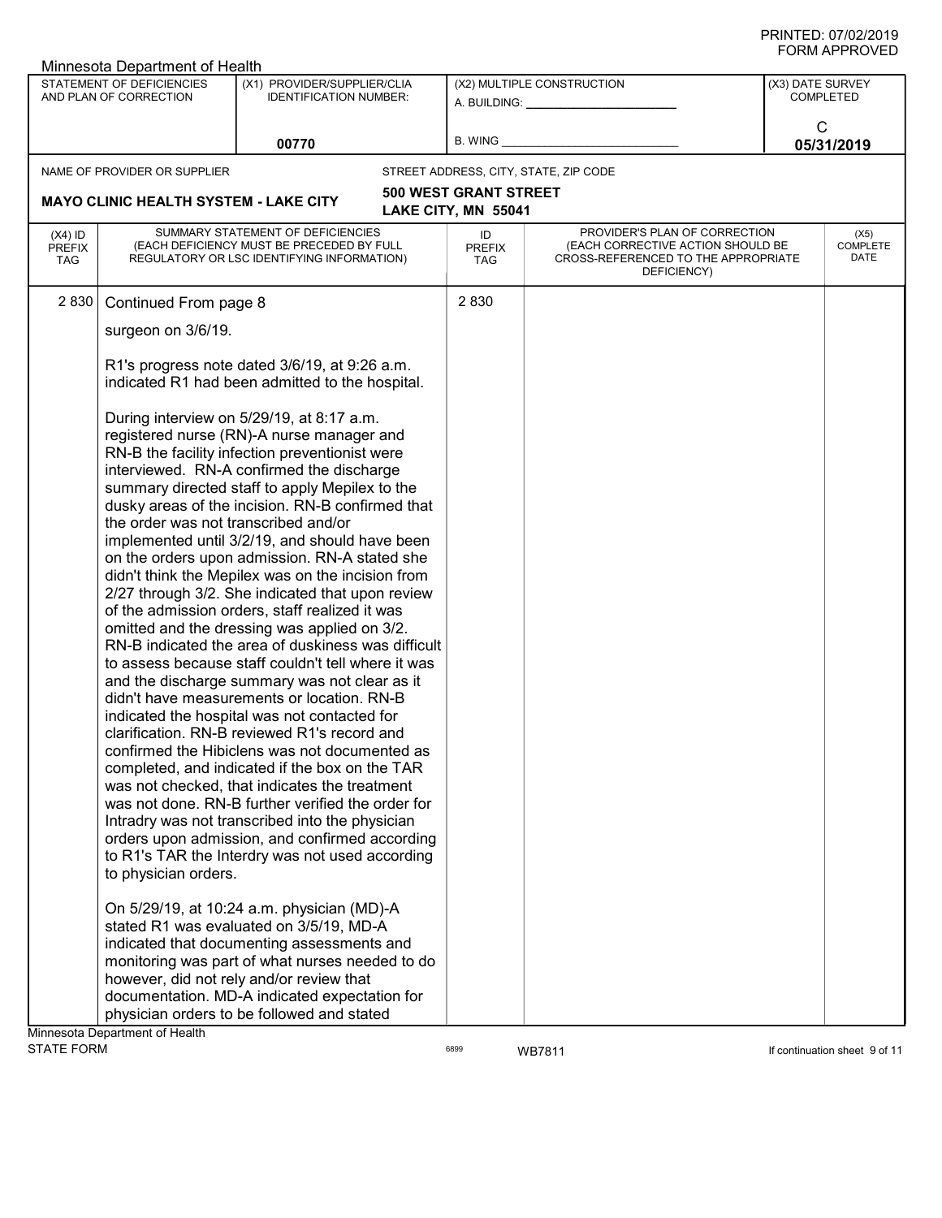| (X4) ID PREFIX TAG | SUMMARY STATEMENT OF DEFICIENCIES (EACH DEFICIENCY MUST BE PRECEDED BY FULL REGULATORY OR LSC IDENTIFYING INFORMATION) | ID PREFIX TAG | PROVIDER'S PLAN OF CORRECTION (EACH CORRECTIVE ACTION SHOULD BE CROSS-REFERENCED TO THE APPROPRIATE DEFICIENCY) | (X5) COMPLETE DATE |
|---|---|---|---|---|
| 2 830 | Continued From page 8 | 2 830 | | |

surgeon on 3/6/19.

R1's progress note dated 3/6/19, at 9:26 a.m. indicated R1 had been admitted to the hospital.

During interview on 5/29/19, at 8:17 a.m. registered nurse (RN)-A nurse manager and RN-B the facility infection preventionist were interviewed. RN-A confirmed the discharge summary directed staff to apply Mepilex to the dusky areas of the incision. RN-B confirmed that the order was not transcribed and/or implemented until 3/2/19, and should have been on the orders upon admission. RN-A stated she didn't think the Mepilex was on the incision from 2/27 through 3/2. She indicated that upon review of the admission orders, staff realized it was omitted and the dressing was applied on 3/2. RN-B indicated the area of duskiness was difficult to assess because staff couldn't tell where it was and the discharge summary was not clear as it didn't have measurements or location. RN-B indicated the hospital was not contacted for clarification. RN-B reviewed R1's record and confirmed the Hibiclens was not documented as completed, and indicated if the box on the TAR was not checked, that indicates the treatment was not done. RN-B further verified the order for Intradry was not transcribed into the physician orders upon admission, and confirmed according to R1's TAR the Interdry was not used according to physician orders.

On 5/29/19, at 10:24 a.m. physician (MD)-A stated R1 was evaluated on 3/5/19, MD-A indicated that documenting assessments and monitoring was part of what nurses needed to do however, did not rely and/or review that documentation. MD-A indicated expectation for physician orders to be followed and stated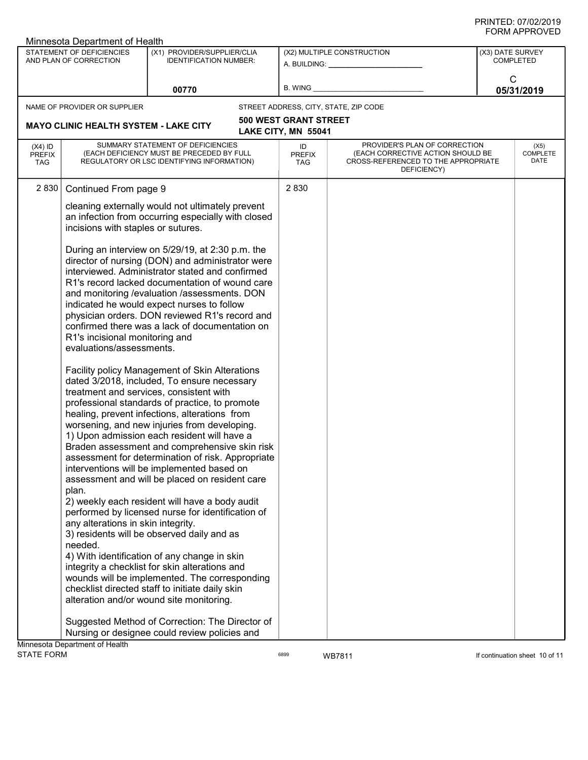Minnesota Department of Health

| STATEMENT OF DEFICIENCIES AND PLAN OF CORRECTION | (X1) PROVIDER/SUPPLIER/CLIA IDENTIFICATION NUMBER: | (X2) MULTIPLE CONSTRUCTION | (X3) DATE SURVEY COMPLETED |
|---|---|---|---|
| | 00770 | A. BUILDING: ______ B. WING ______ | C 05/31/2019 |

NAME OF PROVIDER OR SUPPLIER: **MAYO CLINIC HEALTH SYSTEM - LAKE CITY**

STREET ADDRESS, CITY, STATE, ZIP CODE: **500 WEST GRANT STREET, LAKE CITY, MN 55041**

| (X4) ID PREFIX TAG | SUMMARY STATEMENT OF DEFICIENCIES (EACH DEFICIENCY MUST BE PRECEDED BY FULL REGULATORY OR LSC IDENTIFYING INFORMATION) | ID PREFIX TAG | PROVIDER'S PLAN OF CORRECTION (EACH CORRECTIVE ACTION SHOULD BE CROSS-REFERENCED TO THE APPROPRIATE DEFICIENCY) | (X5) COMPLETE DATE |
|---|---|---|---|---|
| 2 830 | Continued From page 9 | 2 830 | | |

cleaning externally would not ultimately prevent an infection from occurring especially with closed incisions with staples or sutures.

During an interview on 5/29/19, at 2:30 p.m. the director of nursing (DON) and administrator were interviewed. Administrator stated and confirmed R1's record lacked documentation of wound care and monitoring /evaluation /assessments. DON indicated he would expect nurses to follow physician orders. DON reviewed R1's record and confirmed there was a lack of documentation on R1's incisional monitoring and evaluations/assessments.

Facility policy Management of Skin Alterations dated 3/2018, included, To ensure necessary treatment and services, consistent with professional standards of practice, to promote healing, prevent infections, alterations from worsening, and new injuries from developing.
1) Upon admission each resident will have a Braden assessment and comprehensive skin risk assessment for determination of risk. Appropriate interventions will be implemented based on assessment and will be placed on resident care plan.
2) weekly each resident will have a body audit performed by licensed nurse for identification of any alterations in skin integrity.
3) residents will be observed daily and as needed.
4) With identification of any change in skin integrity a checklist for skin alterations and wounds will be implemented. The corresponding checklist directed staff to initiate daily skin alteration and/or wound site monitoring.

Suggested Method of Correction: The Director of Nursing or designee could review policies and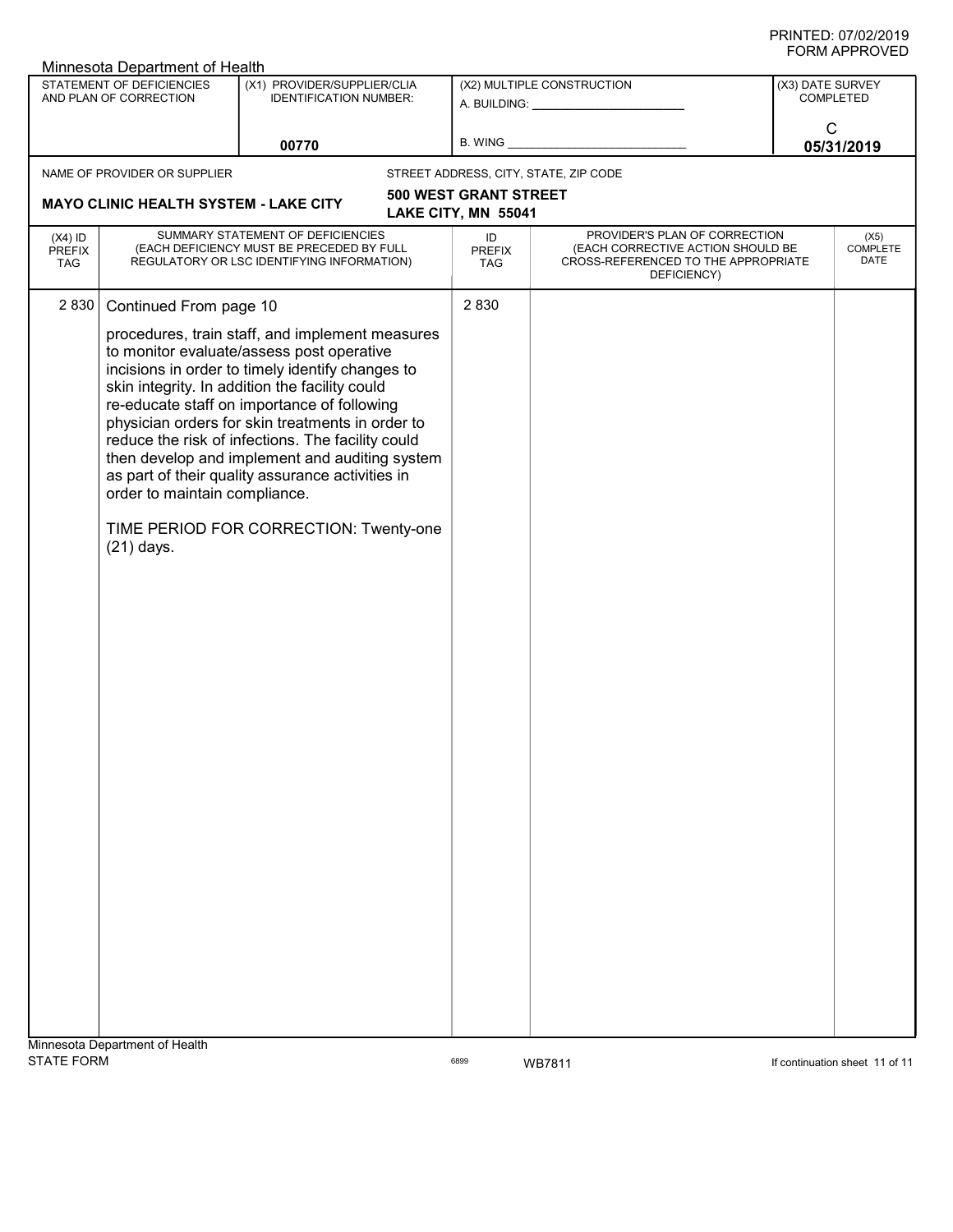Minnesota Department of Health

| STATEMENT OF DEFICIENCIES AND PLAN OF CORRECTION | (X1) PROVIDER/SUPPLIER/CLIA IDENTIFICATION NUMBER: | (X2) MULTIPLE CONSTRUCTION | (X3) DATE SURVEY COMPLETED |
|---|---|---|---|
| | 00770 | A. BUILDING: ______ B. WING ______ | C 05/31/2019 |

NAME OF PROVIDER OR SUPPLIER: **MAYO CLINIC HEALTH SYSTEM - LAKE CITY**

STREET ADDRESS, CITY, STATE, ZIP CODE: **500 WEST GRANT STREET LAKE CITY, MN 55041**

| (X4) ID PREFIX TAG | SUMMARY STATEMENT OF DEFICIENCIES (EACH DEFICIENCY MUST BE PRECEDED BY FULL REGULATORY OR LSC IDENTIFYING INFORMATION) | ID PREFIX TAG | PROVIDER'S PLAN OF CORRECTION (EACH CORRECTIVE ACTION SHOULD BE CROSS-REFERENCED TO THE APPROPRIATE DEFICIENCY) | (X5) COMPLETE DATE |
|---|---|---|---|---|
| 2 830 | Continued From page 10<br><br>procedures, train staff, and implement measures to monitor evaluate/assess post operative incisions in order to timely identify changes to skin integrity. In addition the facility could re-educate staff on importance of following physician orders for skin treatments in order to reduce the risk of infections. The facility could then develop and implement and auditing system as part of their quality assurance activities in order to maintain compliance.<br><br>TIME PERIOD FOR CORRECTION: Twenty-one (21) days. | 2 830 | | |